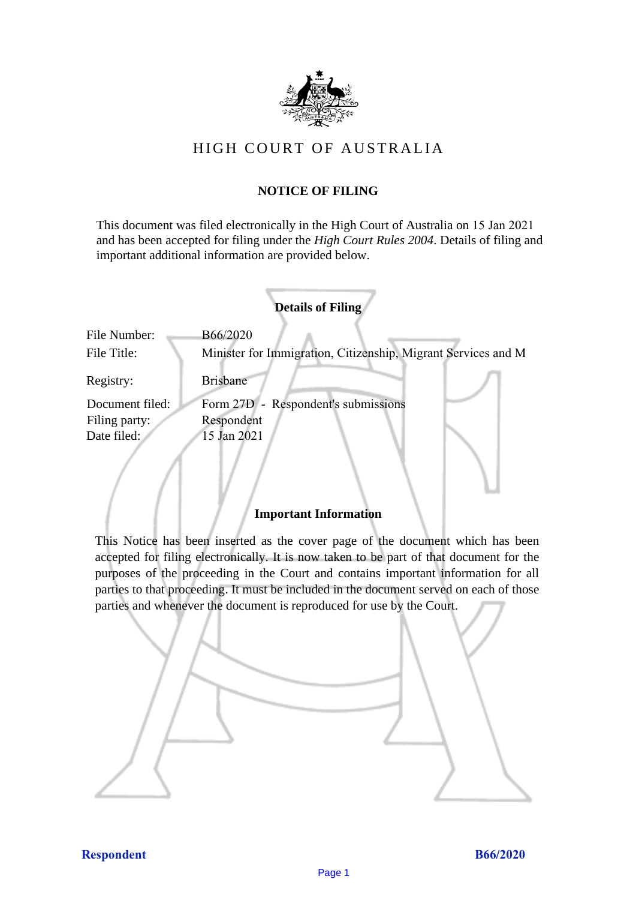# HIGH COURT OF AUSTRALIA

## NOTICE OF FILING

This document was filed electronically in the High Court of Australia on 15 Jan 2021 and has been accepted for filing under the *High Court Rules 2004*. Details of filing and important additional information are provided below.

### Details of Filing

| | |
|---|---|
| File Number: | B66/2020 |
| File Title: | Minister for Immigration, Citizenship, Migrant Services and M |
| Registry: | Brisbane |
| Document filed: | Form 27D - Respondent's submissions |
| Filing party: | Respondent |
| Date filed: | 15 Jan 2021 |

### Important Information

This Notice has been inserted as the cover page of the document which has been accepted for filing electronically. It is now taken to be part of that document for the purposes of the proceeding in the Court and contains important information for all parties to that proceeding. It must be included in the document served on each of those parties and whenever the document is reproduced for use by the Court.

**Respondent** **B66/2020**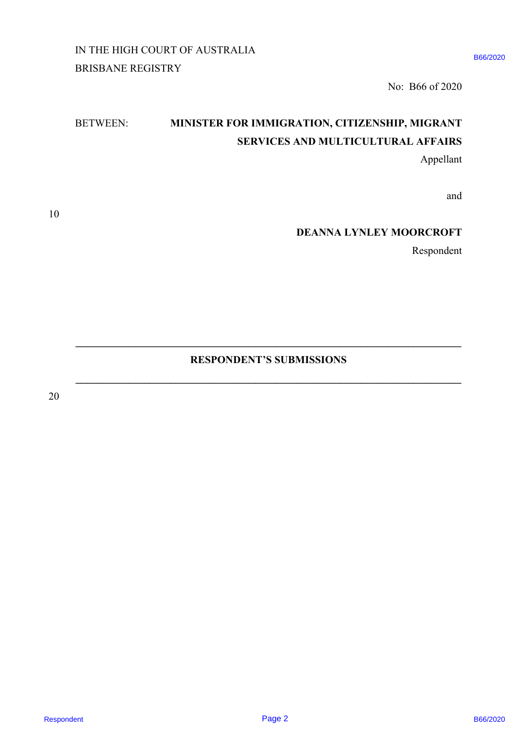IN THE HIGH COURT OF AUSTRALIA
BRISBANE REGISTRY

No: B66 of 2020

BETWEEN: **MINISTER FOR IMMIGRATION, CITIZENSHIP, MIGRANT SERVICES AND MULTICULTURAL AFFAIRS**

Appellant

and

**DEANNA LYNLEY MOORCROFT**

Respondent

---

**RESPONDENT'S SUBMISSIONS**

---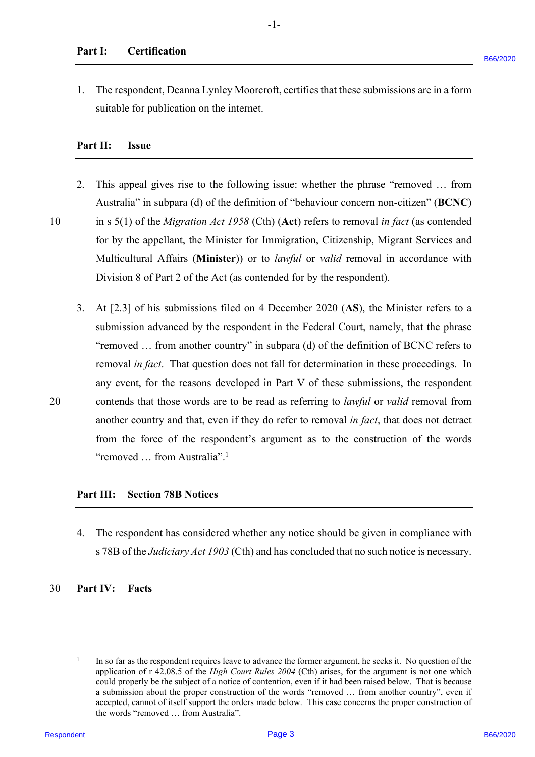## Part I: Certification

1. The respondent, Deanna Lynley Moorcroft, certifies that these submissions are in a form suitable for publication on the internet.

## Part II: Issue

2. This appeal gives rise to the following issue: whether the phrase "removed … from Australia" in subpara (d) of the definition of "behaviour concern non-citizen" (**BCNC**) in s 5(1) of the *Migration Act 1958* (Cth) (**Act**) refers to removal *in fact* (as contended for by the appellant, the Minister for Immigration, Citizenship, Migrant Services and Multicultural Affairs (**Minister**)) or to *lawful* or *valid* removal in accordance with Division 8 of Part 2 of the Act (as contended for by the respondent).

3. At [2.3] of his submissions filed on 4 December 2020 (**AS**), the Minister refers to a submission advanced by the respondent in the Federal Court, namely, that the phrase "removed … from another country" in subpara (d) of the definition of BCNC refers to removal *in fact*. That question does not fall for determination in these proceedings. In any event, for the reasons developed in Part V of these submissions, the respondent contends that those words are to be read as referring to *lawful* or *valid* removal from another country and that, even if they do refer to removal *in fact*, that does not detract from the force of the respondent's argument as to the construction of the words "removed … from Australia".[1]

## Part III: Section 78B Notices

4. The respondent has considered whether any notice should be given in compliance with s 78B of the *Judiciary Act 1903* (Cth) and has concluded that no such notice is necessary.

## Part IV: Facts

---

[1] In so far as the respondent requires leave to advance the former argument, he seeks it. No question of the application of r 42.08.5 of the *High Court Rules 2004* (Cth) arises, for the argument is not one which could properly be the subject of a notice of contention, even if it had been raised below. That is because a submission about the proper construction of the words "removed … from another country", even if accepted, cannot of itself support the orders made below. This case concerns the proper construction of the words "removed … from Australia".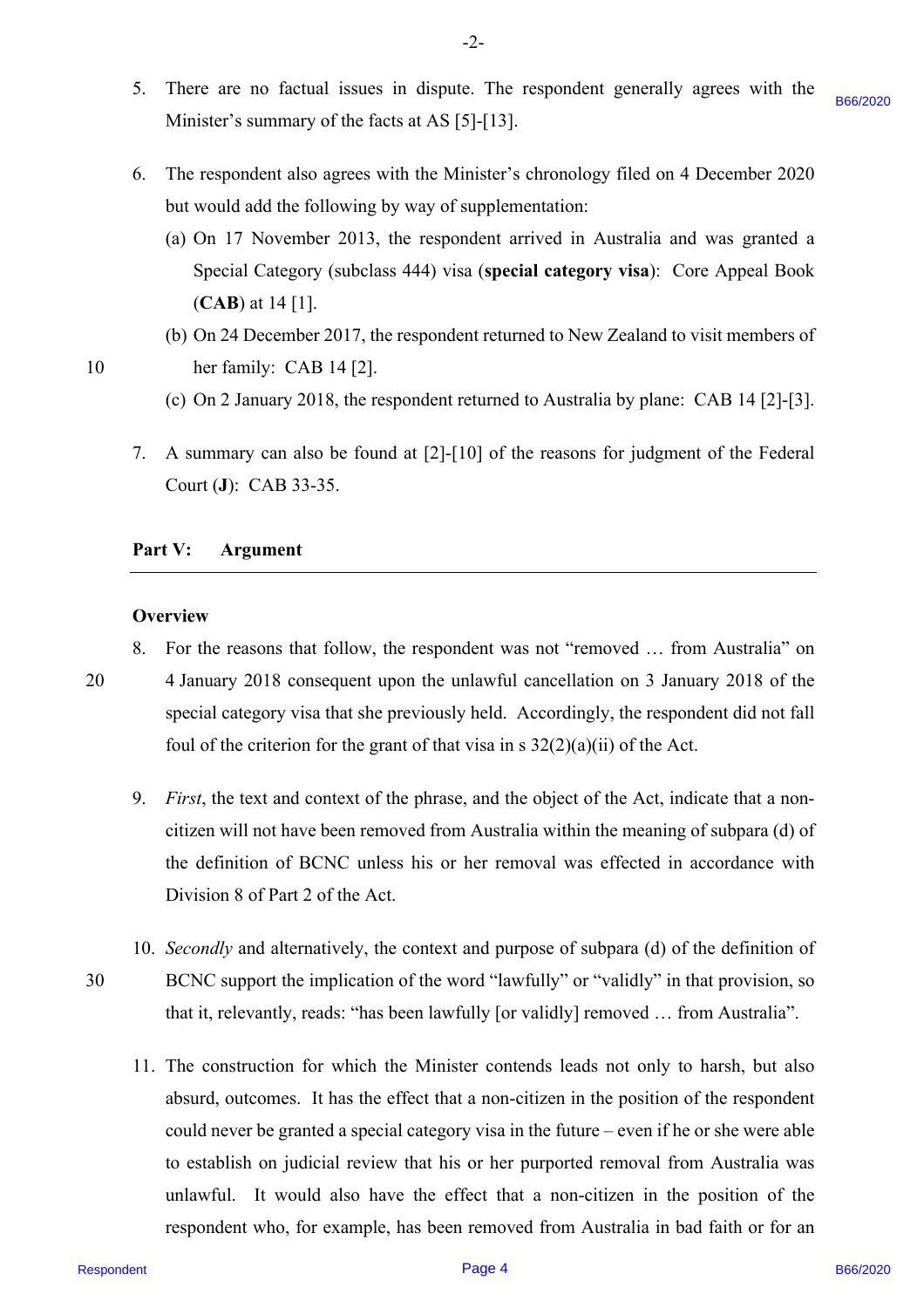5. There are no factual issues in dispute. The respondent generally agrees with the Minister's summary of the facts at AS [5]-[13].

6. The respondent also agrees with the Minister's chronology filed on 4 December 2020 but would add the following by way of supplementation:

   (a) On 17 November 2013, the respondent arrived in Australia and was granted a Special Category (subclass 444) visa (**special category visa**): Core Appeal Book (**CAB**) at 14 [1].

   (b) On 24 December 2017, the respondent returned to New Zealand to visit members of her family: CAB 14 [2].

   (c) On 2 January 2018, the respondent returned to Australia by plane: CAB 14 [2]-[3].

7. A summary can also be found at [2]-[10] of the reasons for judgment of the Federal Court (**J**): CAB 33-35.

## Part V: Argument

### Overview

8. For the reasons that follow, the respondent was not "removed … from Australia" on 4 January 2018 consequent upon the unlawful cancellation on 3 January 2018 of the special category visa that she previously held. Accordingly, the respondent did not fall foul of the criterion for the grant of that visa in s 32(2)(a)(ii) of the Act.

9. *First*, the text and context of the phrase, and the object of the Act, indicate that a non-citizen will not have been removed from Australia within the meaning of subpara (d) of the definition of BCNC unless his or her removal was effected in accordance with Division 8 of Part 2 of the Act.

10. *Secondly* and alternatively, the context and purpose of subpara (d) of the definition of BCNC support the implication of the word "lawfully" or "validly" in that provision, so that it, relevantly, reads: "has been lawfully [or validly] removed … from Australia".

11. The construction for which the Minister contends leads not only to harsh, but also absurd, outcomes. It has the effect that a non-citizen in the position of the respondent could never be granted a special category visa in the future – even if he or she were able to establish on judicial review that his or her purported removal from Australia was unlawful. It would also have the effect that a non-citizen in the position of the respondent who, for example, has been removed from Australia in bad faith or for an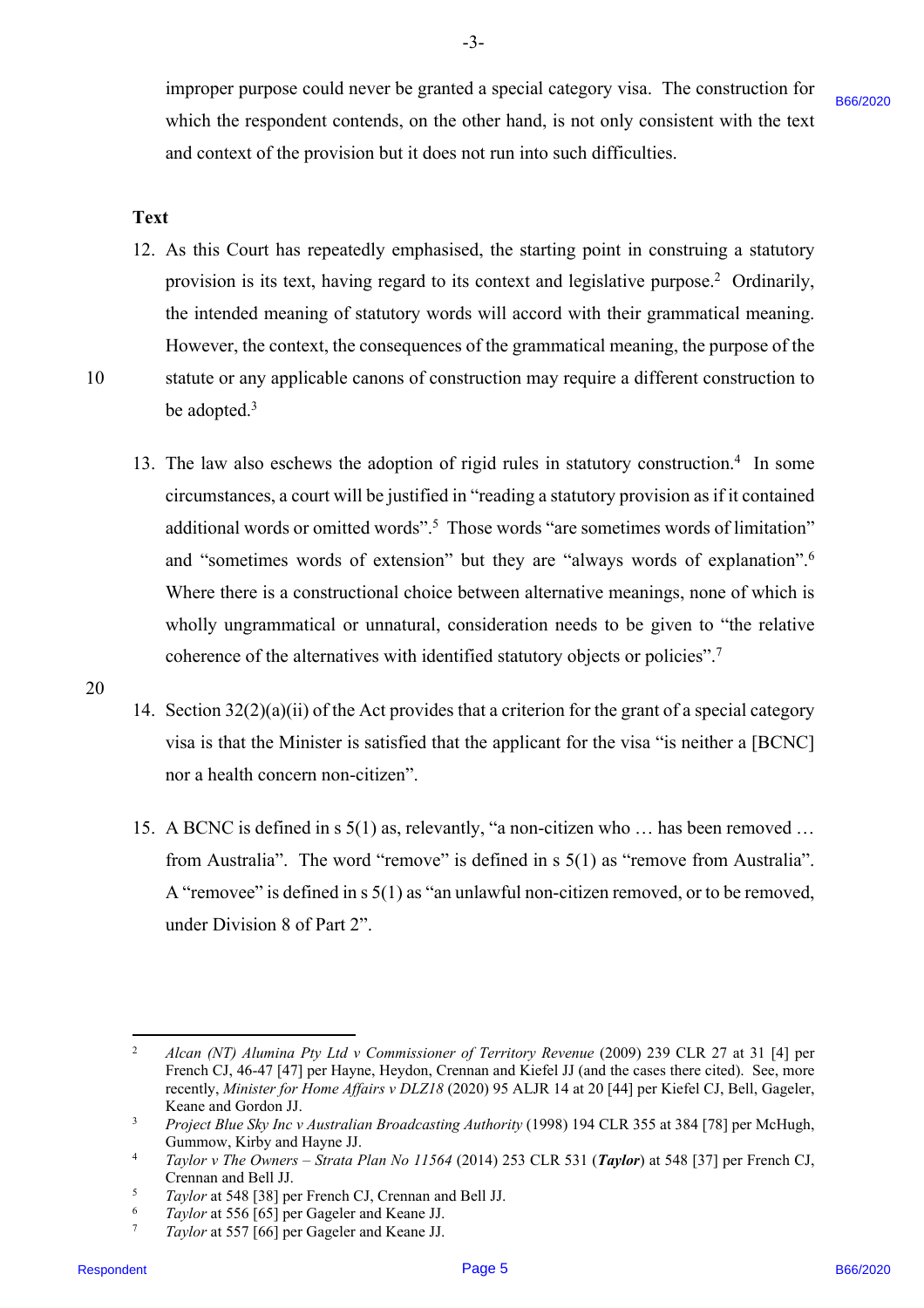improper purpose could never be granted a special category visa. The construction for which the respondent contends, on the other hand, is not only consistent with the text and context of the provision but it does not run into such difficulties.

**Text**

12. As this Court has repeatedly emphasised, the starting point in construing a statutory provision is its text, having regard to its context and legislative purpose.[2] Ordinarily, the intended meaning of statutory words will accord with their grammatical meaning. However, the context, the consequences of the grammatical meaning, the purpose of the statute or any applicable canons of construction may require a different construction to be adopted.[3]

13. The law also eschews the adoption of rigid rules in statutory construction.[4] In some circumstances, a court will be justified in "reading a statutory provision as if it contained additional words or omitted words".[5] Those words "are sometimes words of limitation" and "sometimes words of extension" but they are "always words of explanation".[6] Where there is a constructional choice between alternative meanings, none of which is wholly ungrammatical or unnatural, consideration needs to be given to "the relative coherence of the alternatives with identified statutory objects or policies".[7]

14. Section 32(2)(a)(ii) of the Act provides that a criterion for the grant of a special category visa is that the Minister is satisfied that the applicant for the visa "is neither a [BCNC] nor a health concern non-citizen".

15. A BCNC is defined in s 5(1) as, relevantly, "a non-citizen who … has been removed … from Australia". The word "remove" is defined in s 5(1) as "remove from Australia". A "removee" is defined in s 5(1) as "an unlawful non-citizen removed, or to be removed, under Division 8 of Part 2".

---

[2] *Alcan (NT) Alumina Pty Ltd v Commissioner of Territory Revenue* (2009) 239 CLR 27 at 31 [4] per French CJ, 46-47 [47] per Hayne, Heydon, Crennan and Kiefel JJ (and the cases there cited). See, more recently, *Minister for Home Affairs v DLZ18* (2020) 95 ALJR 14 at 20 [44] per Kiefel CJ, Bell, Gageler, Keane and Gordon JJ.

[3] *Project Blue Sky Inc v Australian Broadcasting Authority* (1998) 194 CLR 355 at 384 [78] per McHugh, Gummow, Kirby and Hayne JJ.

[4] *Taylor v The Owners – Strata Plan No 11564* (2014) 253 CLR 531 (***Taylor***) at 548 [37] per French CJ, Crennan and Bell JJ.

[5] *Taylor* at 548 [38] per French CJ, Crennan and Bell JJ.

[6] *Taylor* at 556 [65] per Gageler and Keane JJ.

[7] *Taylor* at 557 [66] per Gageler and Keane JJ.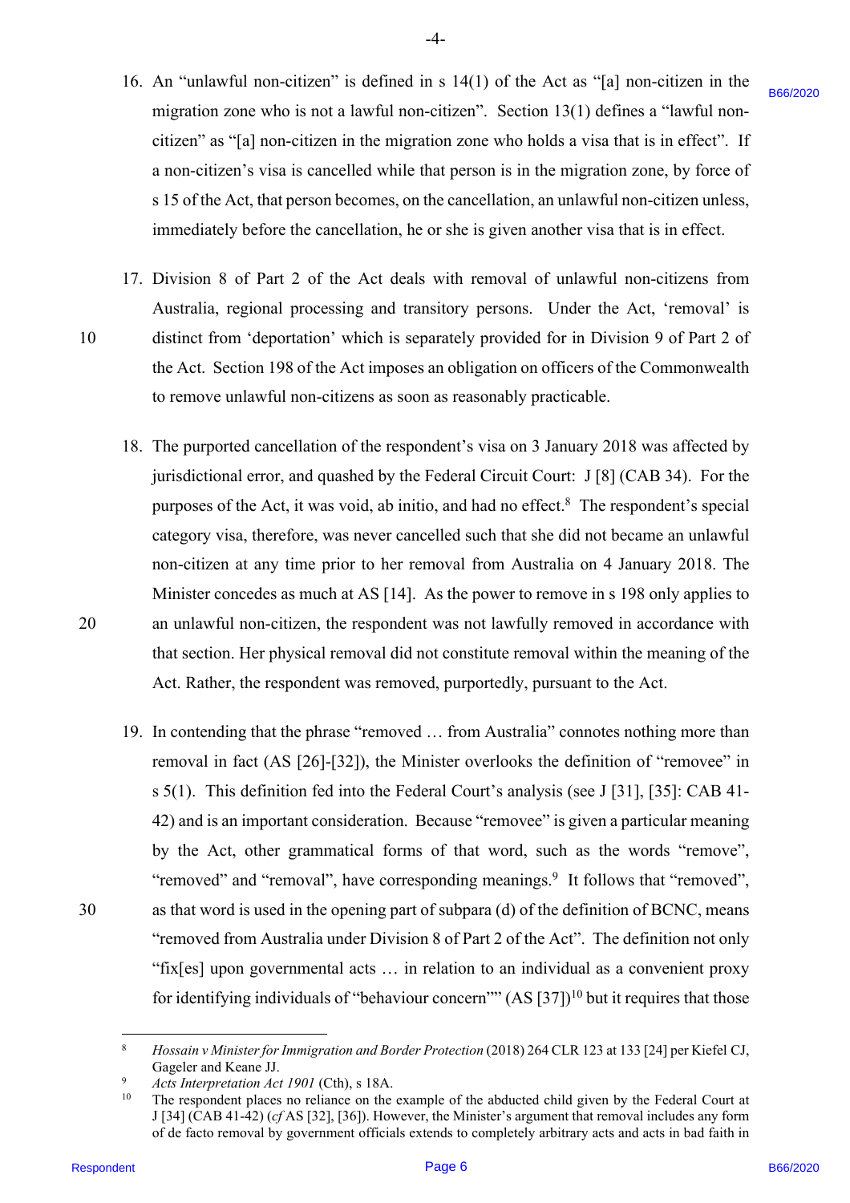16. An "unlawful non-citizen" is defined in s 14(1) of the Act as "[a] non-citizen in the migration zone who is not a lawful non-citizen". Section 13(1) defines a "lawful non-citizen" as "[a] non-citizen in the migration zone who holds a visa that is in effect". If a non-citizen's visa is cancelled while that person is in the migration zone, by force of s 15 of the Act, that person becomes, on the cancellation, an unlawful non-citizen unless, immediately before the cancellation, he or she is given another visa that is in effect.

17. Division 8 of Part 2 of the Act deals with removal of unlawful non-citizens from Australia, regional processing and transitory persons. Under the Act, 'removal' is distinct from 'deportation' which is separately provided for in Division 9 of Part 2 of the Act. Section 198 of the Act imposes an obligation on officers of the Commonwealth to remove unlawful non-citizens as soon as reasonably practicable.

18. The purported cancellation of the respondent's visa on 3 January 2018 was affected by jurisdictional error, and quashed by the Federal Circuit Court: J [8] (CAB 34). For the purposes of the Act, it was void, ab initio, and had no effect.[8] The respondent's special category visa, therefore, was never cancelled such that she did not became an unlawful non-citizen at any time prior to her removal from Australia on 4 January 2018. The Minister concedes as much at AS [14]. As the power to remove in s 198 only applies to an unlawful non-citizen, the respondent was not lawfully removed in accordance with that section. Her physical removal did not constitute removal within the meaning of the Act. Rather, the respondent was removed, purportedly, pursuant to the Act.

19. In contending that the phrase "removed … from Australia" connotes nothing more than removal in fact (AS [26]-[32]), the Minister overlooks the definition of "removee" in s 5(1). This definition fed into the Federal Court's analysis (see J [31], [35]: CAB 41-42) and is an important consideration. Because "removee" is given a particular meaning by the Act, other grammatical forms of that word, such as the words "remove", "removed" and "removal", have corresponding meanings.[9] It follows that "removed", as that word is used in the opening part of subpara (d) of the definition of BCNC, means "removed from Australia under Division 8 of Part 2 of the Act". The definition not only "fix[es] upon governmental acts … in relation to an individual as a convenient proxy for identifying individuals of "behaviour concern"" (AS [37])[10] but it requires that those

---

[8] *Hossain v Minister for Immigration and Border Protection* (2018) 264 CLR 123 at 133 [24] per Kiefel CJ, Gageler and Keane JJ.

[9] *Acts Interpretation Act 1901* (Cth), s 18A.

[10] The respondent places no reliance on the example of the abducted child given by the Federal Court at J [34] (CAB 41-42) (*cf* AS [32], [36]). However, the Minister's argument that removal includes any form of de facto removal by government officials extends to completely arbitrary acts and acts in bad faith in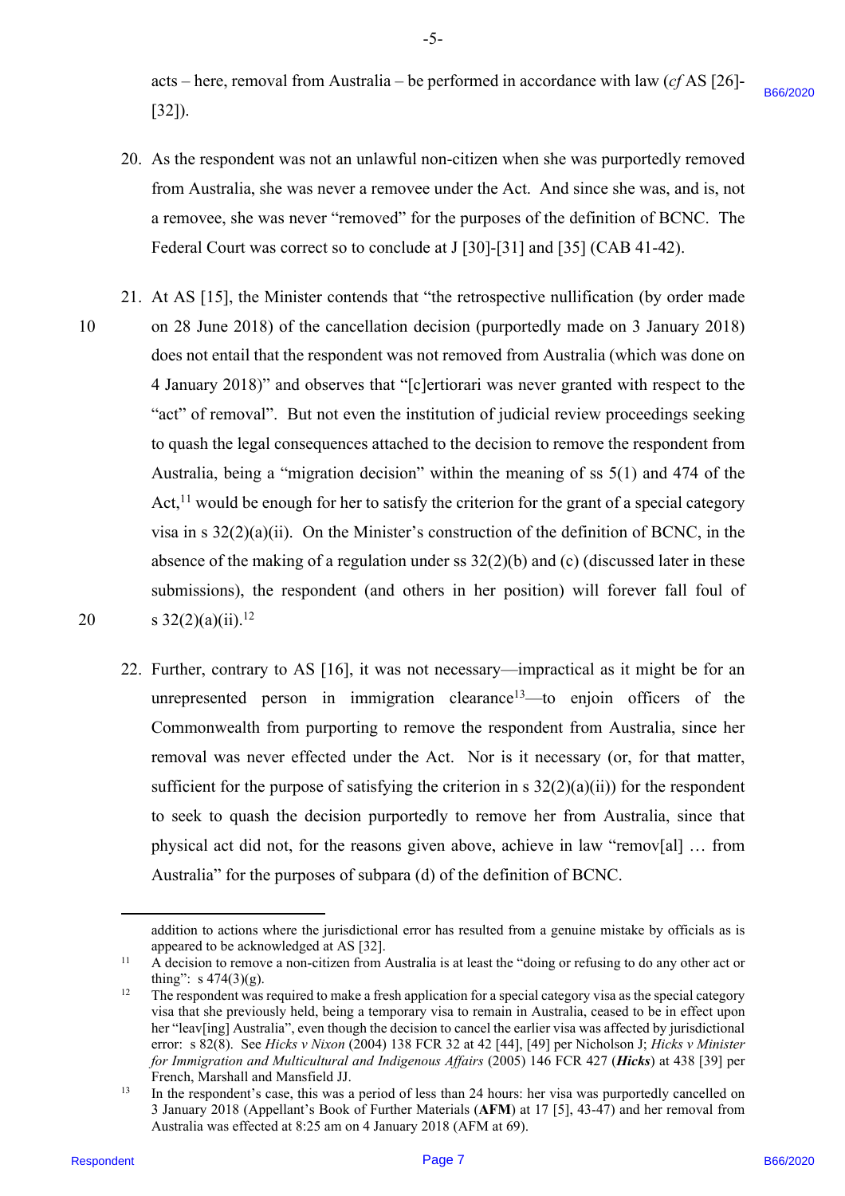acts – here, removal from Australia – be performed in accordance with law (*cf* AS [26]-[32]).

20. As the respondent was not an unlawful non-citizen when she was purportedly removed from Australia, she was never a removee under the Act. And since she was, and is, not a removee, she was never "removed" for the purposes of the definition of BCNC. The Federal Court was correct so to conclude at J [30]-[31] and [35] (CAB 41-42).

21. At AS [15], the Minister contends that "the retrospective nullification (by order made on 28 June 2018) of the cancellation decision (purportedly made on 3 January 2018) does not entail that the respondent was not removed from Australia (which was done on 4 January 2018)" and observes that "[c]ertiorari was never granted with respect to the "act" of removal". But not even the institution of judicial review proceedings seeking to quash the legal consequences attached to the decision to remove the respondent from Australia, being a "migration decision" within the meaning of ss 5(1) and 474 of the Act,[11] would be enough for her to satisfy the criterion for the grant of a special category visa in s 32(2)(a)(ii). On the Minister's construction of the definition of BCNC, in the absence of the making of a regulation under ss 32(2)(b) and (c) (discussed later in these submissions), the respondent (and others in her position) will forever fall foul of s 32(2)(a)(ii).[12]

22. Further, contrary to AS [16], it was not necessary—impractical as it might be for an unrepresented person in immigration clearance[13]—to enjoin officers of the Commonwealth from purporting to remove the respondent from Australia, since her removal was never effected under the Act. Nor is it necessary (or, for that matter, sufficient for the purpose of satisfying the criterion in s 32(2)(a)(ii)) for the respondent to seek to quash the decision purportedly to remove her from Australia, since that physical act did not, for the reasons given above, achieve in law "remov[al] … from Australia" for the purposes of subpara (d) of the definition of BCNC.

---

addition to actions where the jurisdictional error has resulted from a genuine mistake by officials as is appeared to be acknowledged at AS [32].

[11] A decision to remove a non-citizen from Australia is at least the "doing or refusing to do any other act or thing": s 474(3)(g).

[12] The respondent was required to make a fresh application for a special category visa as the special category visa that she previously held, being a temporary visa to remain in Australia, ceased to be in effect upon her "leav[ing] Australia", even though the decision to cancel the earlier visa was affected by jurisdictional error: s 82(8). See *Hicks v Nixon* (2004) 138 FCR 32 at 42 [44], [49] per Nicholson J; *Hicks v Minister for Immigration and Multicultural and Indigenous Affairs* (2005) 146 FCR 427 (***Hicks***) at 438 [39] per French, Marshall and Mansfield JJ.

[13] In the respondent's case, this was a period of less than 24 hours: her visa was purportedly cancelled on 3 January 2018 (Appellant's Book of Further Materials (**AFM**) at 17 [5], 43-47) and her removal from Australia was effected at 8:25 am on 4 January 2018 (AFM at 69).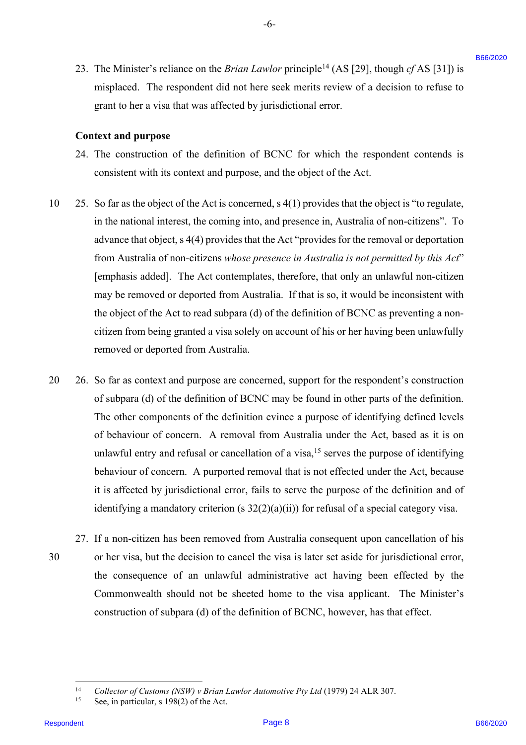23. The Minister's reliance on the *Brian Lawlor* principle[14] (AS [29], though *cf* AS [31]) is misplaced. The respondent did not here seek merits review of a decision to refuse to grant to her a visa that was affected by jurisdictional error.

**Context and purpose**

24. The construction of the definition of BCNC for which the respondent contends is consistent with its context and purpose, and the object of the Act.

25. So far as the object of the Act is concerned, s 4(1) provides that the object is "to regulate, in the national interest, the coming into, and presence in, Australia of non-citizens". To advance that object, s 4(4) provides that the Act "provides for the removal or deportation from Australia of non-citizens *whose presence in Australia is not permitted by this Act*" [emphasis added]. The Act contemplates, therefore, that only an unlawful non-citizen may be removed or deported from Australia. If that is so, it would be inconsistent with the object of the Act to read subpara (d) of the definition of BCNC as preventing a non-citizen from being granted a visa solely on account of his or her having been unlawfully removed or deported from Australia.

26. So far as context and purpose are concerned, support for the respondent's construction of subpara (d) of the definition of BCNC may be found in other parts of the definition. The other components of the definition evince a purpose of identifying defined levels of behaviour of concern. A removal from Australia under the Act, based as it is on unlawful entry and refusal or cancellation of a visa,[15] serves the purpose of identifying behaviour of concern. A purported removal that is not effected under the Act, because it is affected by jurisdictional error, fails to serve the purpose of the definition and of identifying a mandatory criterion (s 32(2)(a)(ii)) for refusal of a special category visa.

27. If a non-citizen has been removed from Australia consequent upon cancellation of his or her visa, but the decision to cancel the visa is later set aside for jurisdictional error, the consequence of an unlawful administrative act having been effected by the Commonwealth should not be sheeted home to the visa applicant. The Minister's construction of subpara (d) of the definition of BCNC, however, has that effect.

---

[14] *Collector of Customs (NSW) v Brian Lawlor Automotive Pty Ltd* (1979) 24 ALR 307.

[15] See, in particular, s 198(2) of the Act.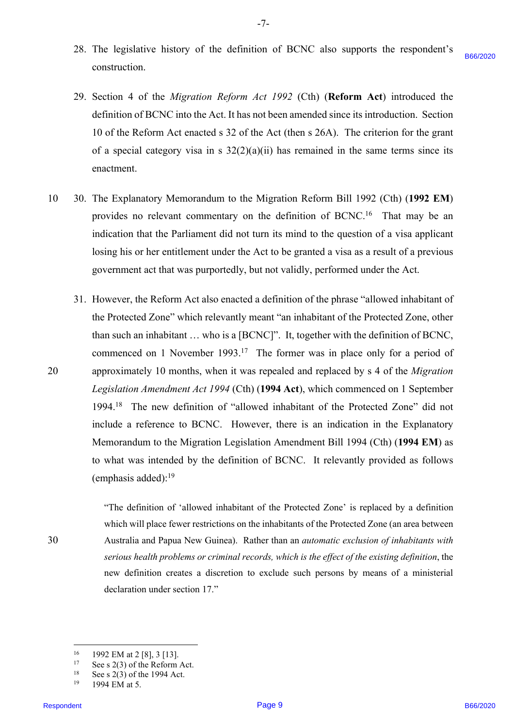28. The legislative history of the definition of BCNC also supports the respondent's construction.

29. Section 4 of the *Migration Reform Act 1992* (Cth) (**Reform Act**) introduced the definition of BCNC into the Act. It has not been amended since its introduction. Section 10 of the Reform Act enacted s 32 of the Act (then s 26A). The criterion for the grant of a special category visa in s 32(2)(a)(ii) has remained in the same terms since its enactment.

30. The Explanatory Memorandum to the Migration Reform Bill 1992 (Cth) (**1992 EM**) provides no relevant commentary on the definition of BCNC.[16] That may be an indication that the Parliament did not turn its mind to the question of a visa applicant losing his or her entitlement under the Act to be granted a visa as a result of a previous government act that was purportedly, but not validly, performed under the Act.

31. However, the Reform Act also enacted a definition of the phrase "allowed inhabitant of the Protected Zone" which relevantly meant "an inhabitant of the Protected Zone, other than such an inhabitant … who is a [BCNC]". It, together with the definition of BCNC, commenced on 1 November 1993.[17] The former was in place only for a period of approximately 10 months, when it was repealed and replaced by s 4 of the *Migration Legislation Amendment Act 1994* (Cth) (**1994 Act**), which commenced on 1 September 1994.[18] The new definition of "allowed inhabitant of the Protected Zone" did not include a reference to BCNC. However, there is an indication in the Explanatory Memorandum to the Migration Legislation Amendment Bill 1994 (Cth) (**1994 EM**) as to what was intended by the definition of BCNC. It relevantly provided as follows (emphasis added):[19]

> "The definition of 'allowed inhabitant of the Protected Zone' is replaced by a definition which will place fewer restrictions on the inhabitants of the Protected Zone (an area between Australia and Papua New Guinea). Rather than an *automatic exclusion of inhabitants with serious health problems or criminal records, which is the effect of the existing definition*, the new definition creates a discretion to exclude such persons by means of a ministerial declaration under section 17."

---

[16] 1992 EM at 2 [8], 3 [13].

[17] See s 2(3) of the Reform Act.

[18] See s 2(3) of the 1994 Act.

[19] 1994 EM at 5.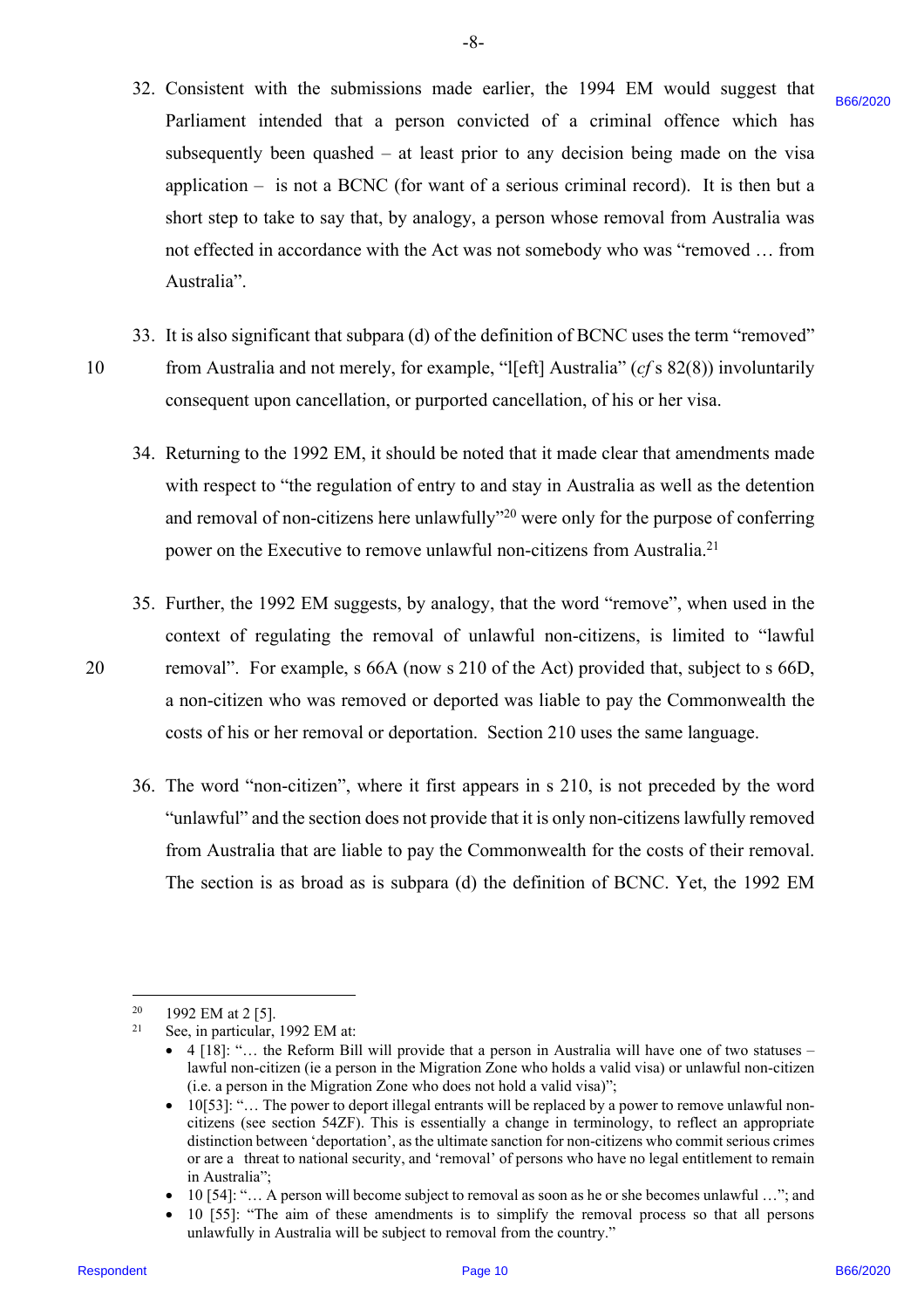32. Consistent with the submissions made earlier, the 1994 EM would suggest that Parliament intended that a person convicted of a criminal offence which has subsequently been quashed – at least prior to any decision being made on the visa application – is not a BCNC (for want of a serious criminal record). It is then but a short step to take to say that, by analogy, a person whose removal from Australia was not effected in accordance with the Act was not somebody who was "removed … from Australia".

33. It is also significant that subpara (d) of the definition of BCNC uses the term "removed" from Australia and not merely, for example, "l[eft] Australia" (*cf* s 82(8)) involuntarily consequent upon cancellation, or purported cancellation, of his or her visa.

34. Returning to the 1992 EM, it should be noted that it made clear that amendments made with respect to "the regulation of entry to and stay in Australia as well as the detention and removal of non-citizens here unlawfully"[20] were only for the purpose of conferring power on the Executive to remove unlawful non-citizens from Australia.[21]

35. Further, the 1992 EM suggests, by analogy, that the word "remove", when used in the context of regulating the removal of unlawful non-citizens, is limited to "lawful removal". For example, s 66A (now s 210 of the Act) provided that, subject to s 66D, a non-citizen who was removed or deported was liable to pay the Commonwealth the costs of his or her removal or deportation. Section 210 uses the same language.

36. The word "non-citizen", where it first appears in s 210, is not preceded by the word "unlawful" and the section does not provide that it is only non-citizens lawfully removed from Australia that are liable to pay the Commonwealth for the costs of their removal. The section is as broad as is subpara (d) the definition of BCNC. Yet, the 1992 EM

---

[20] 1992 EM at 2 [5].

[21] See, in particular, 1992 EM at:

- 4 [18]: "… the Reform Bill will provide that a person in Australia will have one of two statuses – lawful non-citizen (ie a person in the Migration Zone who holds a valid visa) or unlawful non-citizen (i.e. a person in the Migration Zone who does not hold a valid visa)";
- 10[53]: "… The power to deport illegal entrants will be replaced by a power to remove unlawful non-citizens (see section 54ZF). This is essentially a change in terminology, to reflect an appropriate distinction between 'deportation', as the ultimate sanction for non-citizens who commit serious crimes or are a threat to national security, and 'removal' of persons who have no legal entitlement to remain in Australia";
- 10 [54]: "… A person will become subject to removal as soon as he or she becomes unlawful …"; and
- 10 [55]: "The aim of these amendments is to simplify the removal process so that all persons unlawfully in Australia will be subject to removal from the country."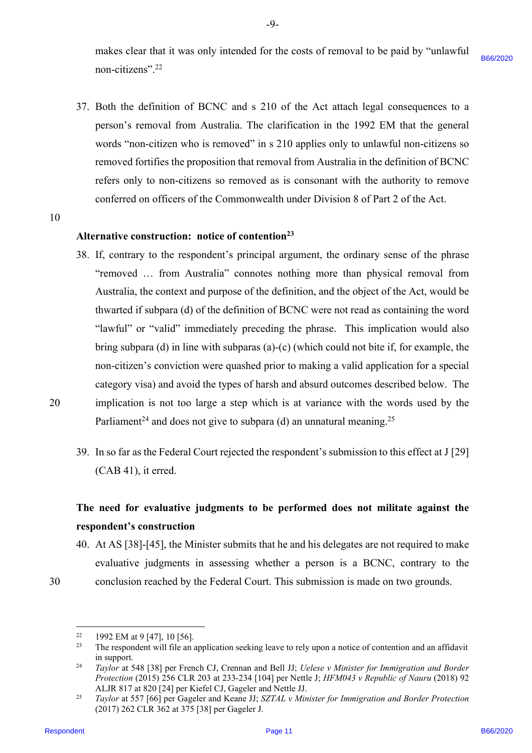makes clear that it was only intended for the costs of removal to be paid by "unlawful non-citizens".[22]

37. Both the definition of BCNC and s 210 of the Act attach legal consequences to a person's removal from Australia. The clarification in the 1992 EM that the general words "non-citizen who is removed" in s 210 applies only to unlawful non-citizens so removed fortifies the proposition that removal from Australia in the definition of BCNC refers only to non-citizens so removed as is consonant with the authority to remove conferred on officers of the Commonwealth under Division 8 of Part 2 of the Act.

**Alternative construction: notice of contention[23]**

38. If, contrary to the respondent's principal argument, the ordinary sense of the phrase "removed … from Australia" connotes nothing more than physical removal from Australia, the context and purpose of the definition, and the object of the Act, would be thwarted if subpara (d) of the definition of BCNC were not read as containing the word "lawful" or "valid" immediately preceding the phrase. This implication would also bring subpara (d) in line with subparas (a)-(c) (which could not bite if, for example, the non-citizen's conviction were quashed prior to making a valid application for a special category visa) and avoid the types of harsh and absurd outcomes described below. The implication is not too large a step which is at variance with the words used by the Parliament[24] and does not give to subpara (d) an unnatural meaning.[25]

39. In so far as the Federal Court rejected the respondent's submission to this effect at J [29] (CAB 41), it erred.

**The need for evaluative judgments to be performed does not militate against the respondent's construction**

40. At AS [38]-[45], the Minister submits that he and his delegates are not required to make evaluative judgments in assessing whether a person is a BCNC, contrary to the conclusion reached by the Federal Court. This submission is made on two grounds.

---

[22] 1992 EM at 9 [47], 10 [56].

[23] The respondent will file an application seeking leave to rely upon a notice of contention and an affidavit in support.

[24] *Taylor* at 548 [38] per French CJ, Crennan and Bell JJ; *Uelese v Minister for Immigration and Border Protection* (2015) 256 CLR 203 at 233-234 [104] per Nettle J; *HFM043 v Republic of Nauru* (2018) 92 ALJR 817 at 820 [24] per Kiefel CJ, Gageler and Nettle JJ.

[25] *Taylor* at 557 [66] per Gageler and Keane JJ; *SZTAL v Minister for Immigration and Border Protection* (2017) 262 CLR 362 at 375 [38] per Gageler J.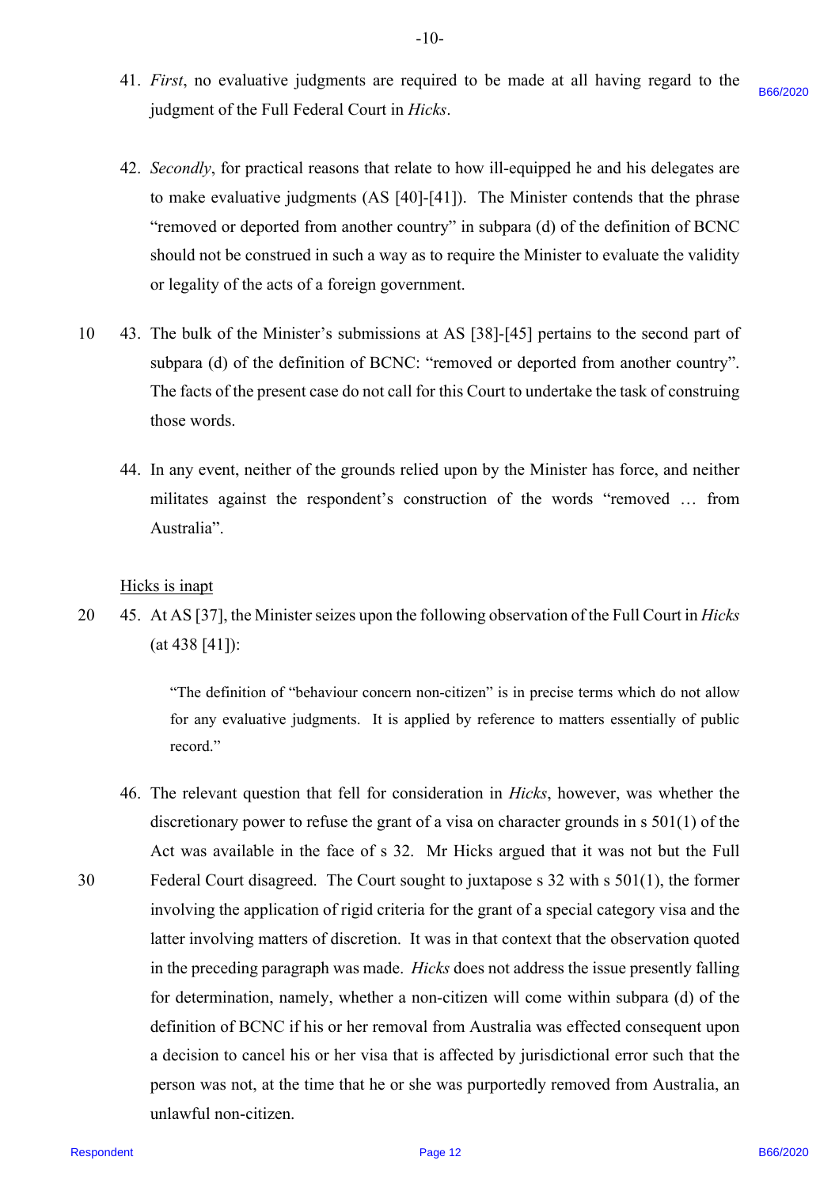41. *First*, no evaluative judgments are required to be made at all having regard to the judgment of the Full Federal Court in *Hicks*.

42. *Secondly*, for practical reasons that relate to how ill-equipped he and his delegates are to make evaluative judgments (AS [40]-[41]). The Minister contends that the phrase "removed or deported from another country" in subpara (d) of the definition of BCNC should not be construed in such a way as to require the Minister to evaluate the validity or legality of the acts of a foreign government.

43. The bulk of the Minister's submissions at AS [38]-[45] pertains to the second part of subpara (d) of the definition of BCNC: "removed or deported from another country". The facts of the present case do not call for this Court to undertake the task of construing those words.

44. In any event, neither of the grounds relied upon by the Minister has force, and neither militates against the respondent's construction of the words "removed … from Australia".

<u>Hicks is inapt</u>

45. At AS [37], the Minister seizes upon the following observation of the Full Court in *Hicks* (at 438 [41]):

> "The definition of "behaviour concern non-citizen" is in precise terms which do not allow for any evaluative judgments. It is applied by reference to matters essentially of public record."

46. The relevant question that fell for consideration in *Hicks*, however, was whether the discretionary power to refuse the grant of a visa on character grounds in s 501(1) of the Act was available in the face of s 32. Mr Hicks argued that it was not but the Full Federal Court disagreed. The Court sought to juxtapose s 32 with s 501(1), the former involving the application of rigid criteria for the grant of a special category visa and the latter involving matters of discretion. It was in that context that the observation quoted in the preceding paragraph was made. *Hicks* does not address the issue presently falling for determination, namely, whether a non-citizen will come within subpara (d) of the definition of BCNC if his or her removal from Australia was effected consequent upon a decision to cancel his or her visa that is affected by jurisdictional error such that the person was not, at the time that he or she was purportedly removed from Australia, an unlawful non-citizen.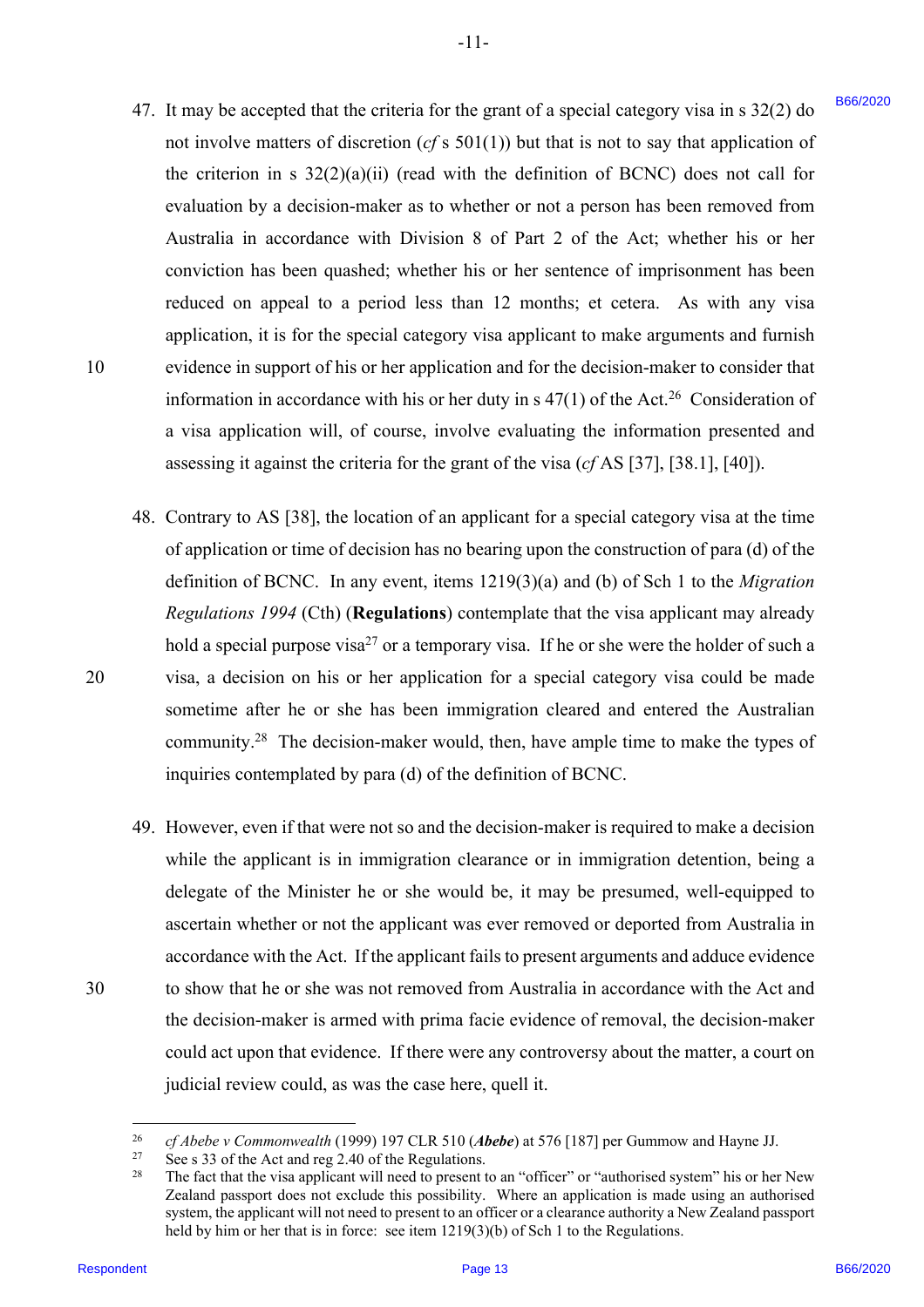47. It may be accepted that the criteria for the grant of a special category visa in s 32(2) do not involve matters of discretion (*cf* s 501(1)) but that is not to say that application of the criterion in s 32(2)(a)(ii) (read with the definition of BCNC) does not call for evaluation by a decision-maker as to whether or not a person has been removed from Australia in accordance with Division 8 of Part 2 of the Act; whether his or her conviction has been quashed; whether his or her sentence of imprisonment has been reduced on appeal to a period less than 12 months; et cetera. As with any visa application, it is for the special category visa applicant to make arguments and furnish evidence in support of his or her application and for the decision-maker to consider that information in accordance with his or her duty in s 47(1) of the Act.[26] Consideration of a visa application will, of course, involve evaluating the information presented and assessing it against the criteria for the grant of the visa (*cf* AS [37], [38.1], [40]).

48. Contrary to AS [38], the location of an applicant for a special category visa at the time of application or time of decision has no bearing upon the construction of para (d) of the definition of BCNC. In any event, items 1219(3)(a) and (b) of Sch 1 to the *Migration Regulations 1994* (Cth) (**Regulations**) contemplate that the visa applicant may already hold a special purpose visa[27] or a temporary visa. If he or she were the holder of such a visa, a decision on his or her application for a special category visa could be made sometime after he or she has been immigration cleared and entered the Australian community.[28] The decision-maker would, then, have ample time to make the types of inquiries contemplated by para (d) of the definition of BCNC.

49. However, even if that were not so and the decision-maker is required to make a decision while the applicant is in immigration clearance or in immigration detention, being a delegate of the Minister he or she would be, it may be presumed, well-equipped to ascertain whether or not the applicant was ever removed or deported from Australia in accordance with the Act. If the applicant fails to present arguments and adduce evidence to show that he or she was not removed from Australia in accordance with the Act and the decision-maker is armed with prima facie evidence of removal, the decision-maker could act upon that evidence. If there were any controversy about the matter, a court on judicial review could, as was the case here, quell it.

---

[26] *cf Abebe v Commonwealth* (1999) 197 CLR 510 (***Abebe***) at 576 [187] per Gummow and Hayne JJ.

[27] See s 33 of the Act and reg 2.40 of the Regulations.

[28] The fact that the visa applicant will need to present to an "officer" or "authorised system" his or her New Zealand passport does not exclude this possibility. Where an application is made using an authorised system, the applicant will not need to present to an officer or a clearance authority a New Zealand passport held by him or her that is in force: see item 1219(3)(b) of Sch 1 to the Regulations.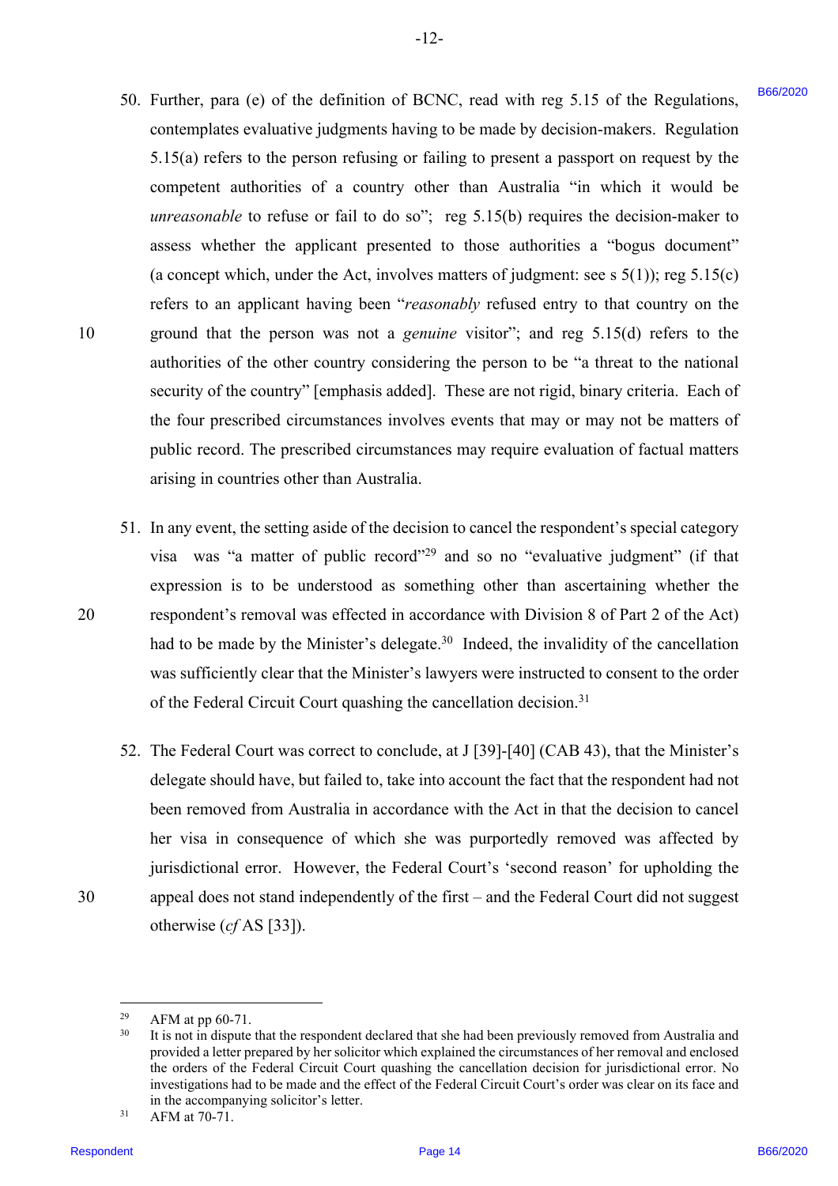50. Further, para (e) of the definition of BCNC, read with reg 5.15 of the Regulations, contemplates evaluative judgments having to be made by decision-makers. Regulation 5.15(a) refers to the person refusing or failing to present a passport on request by the competent authorities of a country other than Australia "in which it would be *unreasonable* to refuse or fail to do so"; reg 5.15(b) requires the decision-maker to assess whether the applicant presented to those authorities a "bogus document" (a concept which, under the Act, involves matters of judgment: see s 5(1)); reg 5.15(c) refers to an applicant having been "*reasonably* refused entry to that country on the ground that the person was not a *genuine* visitor"; and reg 5.15(d) refers to the authorities of the other country considering the person to be "a threat to the national security of the country" [emphasis added]. These are not rigid, binary criteria. Each of the four prescribed circumstances involves events that may or may not be matters of public record. The prescribed circumstances may require evaluation of factual matters arising in countries other than Australia.

51. In any event, the setting aside of the decision to cancel the respondent's special category visa was "a matter of public record"[29] and so no "evaluative judgment" (if that expression is to be understood as something other than ascertaining whether the respondent's removal was effected in accordance with Division 8 of Part 2 of the Act) had to be made by the Minister's delegate.[30] Indeed, the invalidity of the cancellation was sufficiently clear that the Minister's lawyers were instructed to consent to the order of the Federal Circuit Court quashing the cancellation decision.[31]

52. The Federal Court was correct to conclude, at J [39]-[40] (CAB 43), that the Minister's delegate should have, but failed to, take into account the fact that the respondent had not been removed from Australia in accordance with the Act in that the decision to cancel her visa in consequence of which she was purportedly removed was affected by jurisdictional error. However, the Federal Court's 'second reason' for upholding the appeal does not stand independently of the first – and the Federal Court did not suggest otherwise (*cf* AS [33]).

---

[29] AFM at pp 60-71.

[30] It is not in dispute that the respondent declared that she had been previously removed from Australia and provided a letter prepared by her solicitor which explained the circumstances of her removal and enclosed the orders of the Federal Circuit Court quashing the cancellation decision for jurisdictional error. No investigations had to be made and the effect of the Federal Circuit Court's order was clear on its face and in the accompanying solicitor's letter.

[31] AFM at 70-71.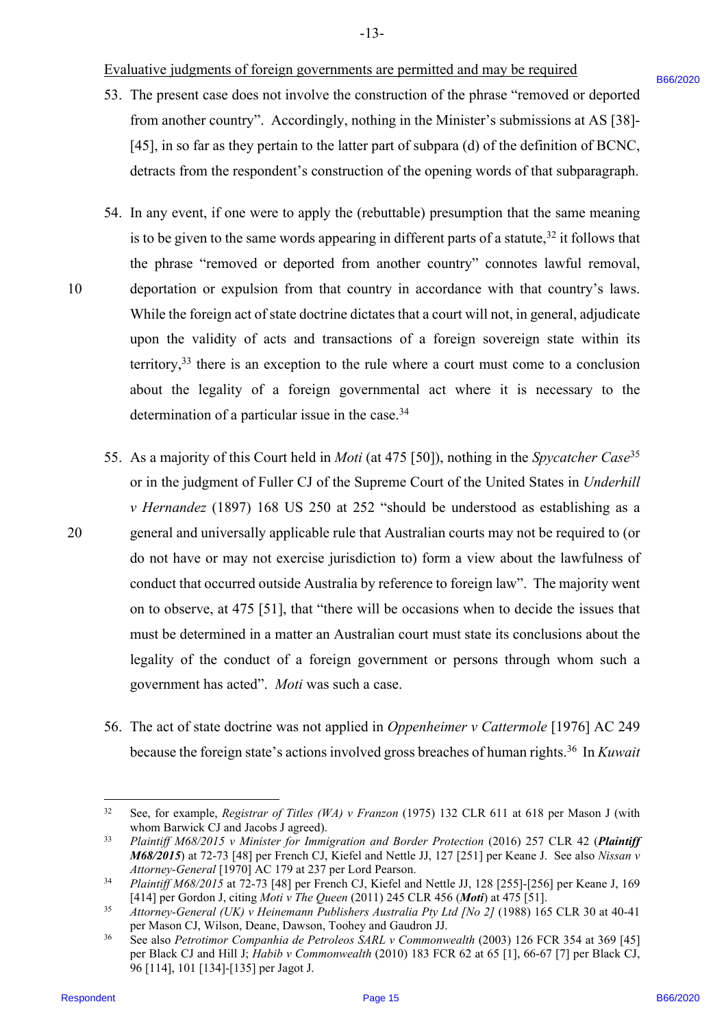Evaluative judgments of foreign governments are permitted and may be required

53. The present case does not involve the construction of the phrase "removed or deported from another country". Accordingly, nothing in the Minister's submissions at AS [38]-[45], in so far as they pertain to the latter part of subpara (d) of the definition of BCNC, detracts from the respondent's construction of the opening words of that subparagraph.

54. In any event, if one were to apply the (rebuttable) presumption that the same meaning is to be given to the same words appearing in different parts of a statute,[32] it follows that the phrase "removed or deported from another country" connotes lawful removal, deportation or expulsion from that country in accordance with that country's laws. While the foreign act of state doctrine dictates that a court will not, in general, adjudicate upon the validity of acts and transactions of a foreign sovereign state within its territory,[33] there is an exception to the rule where a court must come to a conclusion about the legality of a foreign governmental act where it is necessary to the determination of a particular issue in the case.[34]

55. As a majority of this Court held in *Moti* (at 475 [50]), nothing in the *Spycatcher Case*[35] or in the judgment of Fuller CJ of the Supreme Court of the United States in *Underhill v Hernandez* (1897) 168 US 250 at 252 "should be understood as establishing as a general and universally applicable rule that Australian courts may not be required to (or do not have or may not exercise jurisdiction to) form a view about the lawfulness of conduct that occurred outside Australia by reference to foreign law". The majority went on to observe, at 475 [51], that "there will be occasions when to decide the issues that must be determined in a matter an Australian court must state its conclusions about the legality of the conduct of a foreign government or persons through whom such a government has acted". *Moti* was such a case.

56. The act of state doctrine was not applied in *Oppenheimer v Cattermole* [1976] AC 249 because the foreign state's actions involved gross breaches of human rights.[36] In *Kuwait*

---

[32] See, for example, *Registrar of Titles (WA) v Franzon* (1975) 132 CLR 611 at 618 per Mason J (with whom Barwick CJ and Jacobs J agreed).

[33] *Plaintiff M68/2015 v Minister for Immigration and Border Protection* (2016) 257 CLR 42 (***Plaintiff M68/2015***) at 72-73 [48] per French CJ, Kiefel and Nettle JJ, 127 [251] per Keane J. See also *Nissan v Attorney-General* [1970] AC 179 at 237 per Lord Pearson.

[34] *Plaintiff M68/2015* at 72-73 [48] per French CJ, Kiefel and Nettle JJ, 128 [255]-[256] per Keane J, 169 [414] per Gordon J, citing *Moti v The Queen* (2011) 245 CLR 456 (***Moti***) at 475 [51].

[35] *Attorney-General (UK) v Heinemann Publishers Australia Pty Ltd [No 2]* (1988) 165 CLR 30 at 40-41 per Mason CJ, Wilson, Deane, Dawson, Toohey and Gaudron JJ.

[36] See also *Petrotimor Companhia de Petroleos SARL v Commonwealth* (2003) 126 FCR 354 at 369 [45] per Black CJ and Hill J; *Habib v Commonwealth* (2010) 183 FCR 62 at 65 [1], 66-67 [7] per Black CJ, 96 [114], 101 [134]-[135] per Jagot J.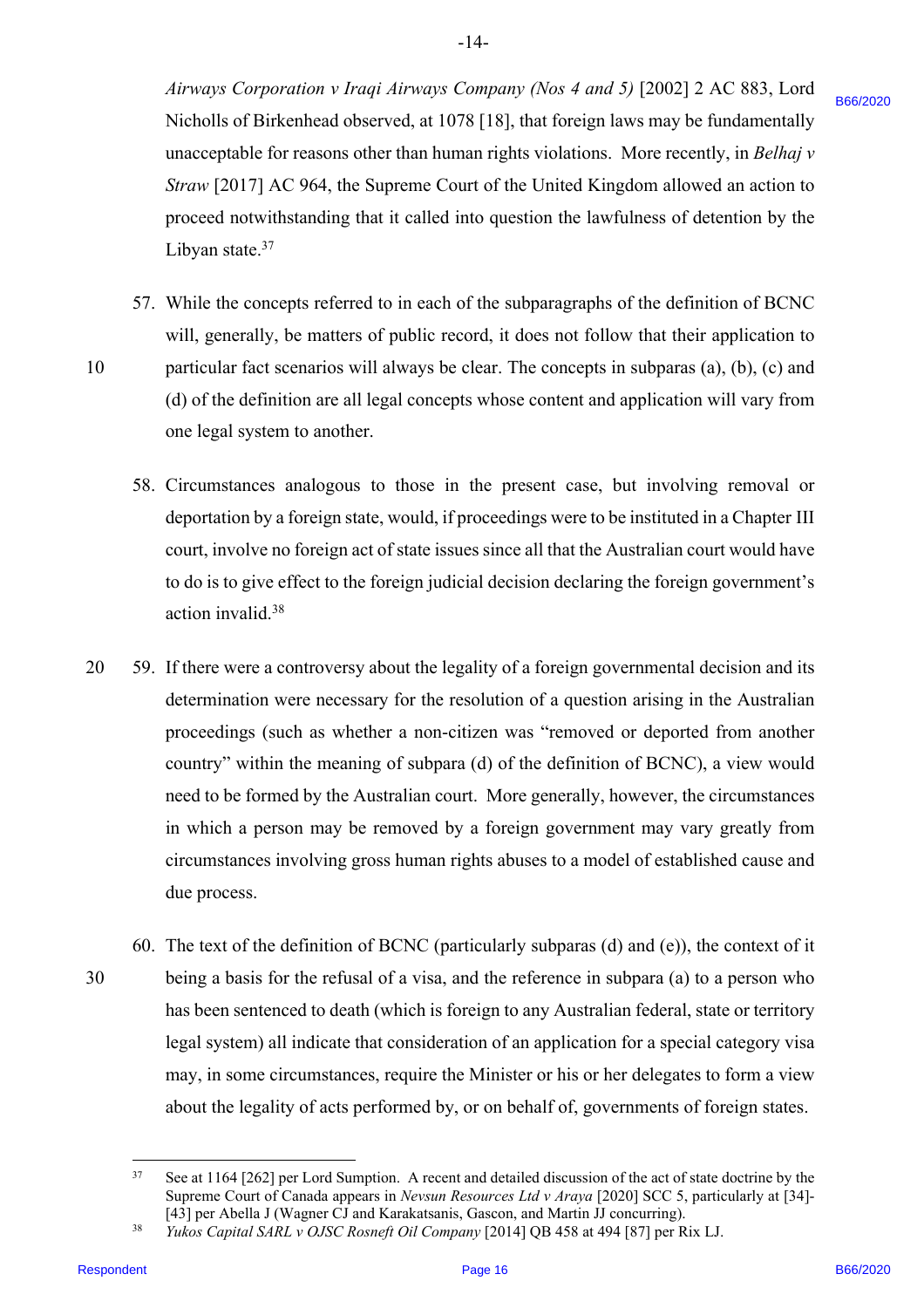*Airways Corporation v Iraqi Airways Company (Nos 4 and 5)* [2002] 2 AC 883, Lord Nicholls of Birkenhead observed, at 1078 [18], that foreign laws may be fundamentally unacceptable for reasons other than human rights violations. More recently, in *Belhaj v Straw* [2017] AC 964, the Supreme Court of the United Kingdom allowed an action to proceed notwithstanding that it called into question the lawfulness of detention by the Libyan state.[37]

57. While the concepts referred to in each of the subparagraphs of the definition of BCNC will, generally, be matters of public record, it does not follow that their application to particular fact scenarios will always be clear. The concepts in subparas (a), (b), (c) and (d) of the definition are all legal concepts whose content and application will vary from one legal system to another.

58. Circumstances analogous to those in the present case, but involving removal or deportation by a foreign state, would, if proceedings were to be instituted in a Chapter III court, involve no foreign act of state issues since all that the Australian court would have to do is to give effect to the foreign judicial decision declaring the foreign government's action invalid.[38]

59. If there were a controversy about the legality of a foreign governmental decision and its determination were necessary for the resolution of a question arising in the Australian proceedings (such as whether a non-citizen was "removed or deported from another country" within the meaning of subpara (d) of the definition of BCNC), a view would need to be formed by the Australian court. More generally, however, the circumstances in which a person may be removed by a foreign government may vary greatly from circumstances involving gross human rights abuses to a model of established cause and due process.

60. The text of the definition of BCNC (particularly subparas (d) and (e)), the context of it being a basis for the refusal of a visa, and the reference in subpara (a) to a person who has been sentenced to death (which is foreign to any Australian federal, state or territory legal system) all indicate that consideration of an application for a special category visa may, in some circumstances, require the Minister or his or her delegates to form a view about the legality of acts performed by, or on behalf of, governments of foreign states.

---

[37] See at 1164 [262] per Lord Sumption. A recent and detailed discussion of the act of state doctrine by the Supreme Court of Canada appears in *Nevsun Resources Ltd v Araya* [2020] SCC 5, particularly at [34]-[43] per Abella J (Wagner CJ and Karakatsanis, Gascon, and Martin JJ concurring).

[38] *Yukos Capital SARL v OJSC Rosneft Oil Company* [2014] QB 458 at 494 [87] per Rix LJ.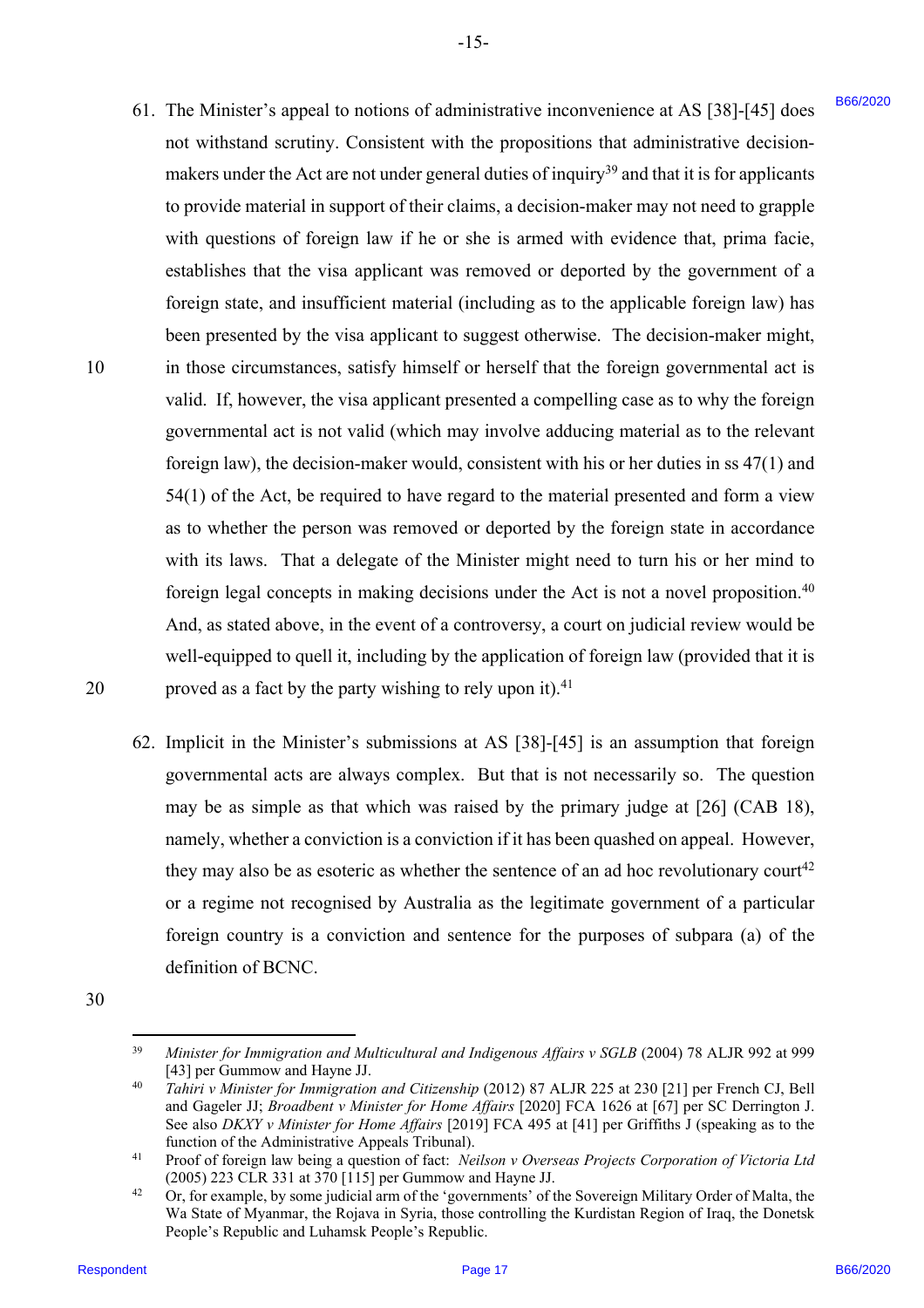61. The Minister's appeal to notions of administrative inconvenience at AS [38]-[45] does not withstand scrutiny. Consistent with the propositions that administrative decision-makers under the Act are not under general duties of inquiry[39] and that it is for applicants to provide material in support of their claims, a decision-maker may not need to grapple with questions of foreign law if he or she is armed with evidence that, prima facie, establishes that the visa applicant was removed or deported by the government of a foreign state, and insufficient material (including as to the applicable foreign law) has been presented by the visa applicant to suggest otherwise. The decision-maker might, in those circumstances, satisfy himself or herself that the foreign governmental act is valid. If, however, the visa applicant presented a compelling case as to why the foreign governmental act is not valid (which may involve adducing material as to the relevant foreign law), the decision-maker would, consistent with his or her duties in ss 47(1) and 54(1) of the Act, be required to have regard to the material presented and form a view as to whether the person was removed or deported by the foreign state in accordance with its laws. That a delegate of the Minister might need to turn his or her mind to foreign legal concepts in making decisions under the Act is not a novel proposition.[40] And, as stated above, in the event of a controversy, a court on judicial review would be well-equipped to quell it, including by the application of foreign law (provided that it is proved as a fact by the party wishing to rely upon it).[41]

62. Implicit in the Minister's submissions at AS [38]-[45] is an assumption that foreign governmental acts are always complex. But that is not necessarily so. The question may be as simple as that which was raised by the primary judge at [26] (CAB 18), namely, whether a conviction is a conviction if it has been quashed on appeal. However, they may also be as esoteric as whether the sentence of an ad hoc revolutionary court[42] or a regime not recognised by Australia as the legitimate government of a particular foreign country is a conviction and sentence for the purposes of subpara (a) of the definition of BCNC.

---

[39] *Minister for Immigration and Multicultural and Indigenous Affairs v SGLB* (2004) 78 ALJR 992 at 999 [43] per Gummow and Hayne JJ.

[40] *Tahiri v Minister for Immigration and Citizenship* (2012) 87 ALJR 225 at 230 [21] per French CJ, Bell and Gageler JJ; *Broadbent v Minister for Home Affairs* [2020] FCA 1626 at [67] per SC Derrington J. See also *DKXY v Minister for Home Affairs* [2019] FCA 495 at [41] per Griffiths J (speaking as to the function of the Administrative Appeals Tribunal).

[41] Proof of foreign law being a question of fact: *Neilson v Overseas Projects Corporation of Victoria Ltd* (2005) 223 CLR 331 at 370 [115] per Gummow and Hayne JJ.

[42] Or, for example, by some judicial arm of the 'governments' of the Sovereign Military Order of Malta, the Wa State of Myanmar, the Rojava in Syria, those controlling the Kurdistan Region of Iraq, the Donetsk People's Republic and Luhamsk People's Republic.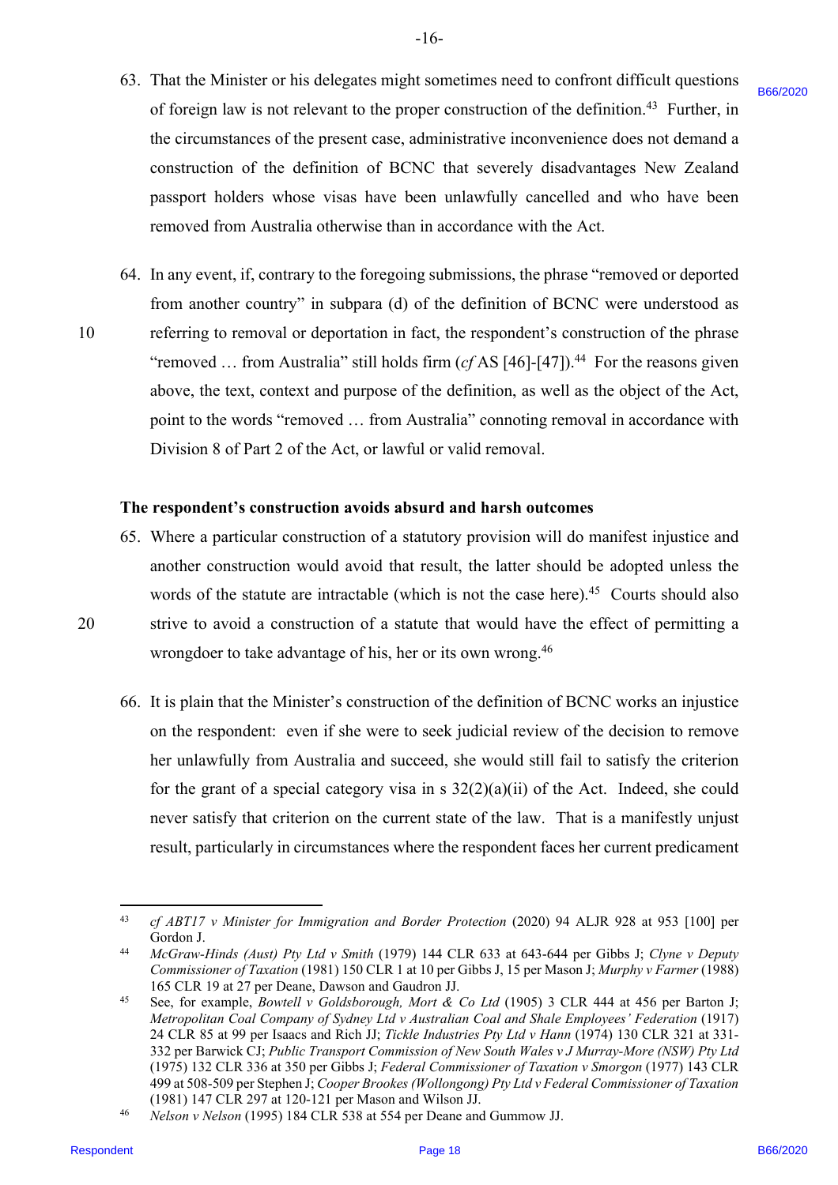63. That the Minister or his delegates might sometimes need to confront difficult questions of foreign law is not relevant to the proper construction of the definition.[43] Further, in the circumstances of the present case, administrative inconvenience does not demand a construction of the definition of BCNC that severely disadvantages New Zealand passport holders whose visas have been unlawfully cancelled and who have been removed from Australia otherwise than in accordance with the Act.

64. In any event, if, contrary to the foregoing submissions, the phrase "removed or deported from another country" in subpara (d) of the definition of BCNC were understood as referring to removal or deportation in fact, the respondent's construction of the phrase "removed … from Australia" still holds firm (*cf* AS [46]-[47]).[44] For the reasons given above, the text, context and purpose of the definition, as well as the object of the Act, point to the words "removed … from Australia" connoting removal in accordance with Division 8 of Part 2 of the Act, or lawful or valid removal.

**The respondent's construction avoids absurd and harsh outcomes**

65. Where a particular construction of a statutory provision will do manifest injustice and another construction would avoid that result, the latter should be adopted unless the words of the statute are intractable (which is not the case here).[45] Courts should also strive to avoid a construction of a statute that would have the effect of permitting a wrongdoer to take advantage of his, her or its own wrong.[46]

66. It is plain that the Minister's construction of the definition of BCNC works an injustice on the respondent: even if she were to seek judicial review of the decision to remove her unlawfully from Australia and succeed, she would still fail to satisfy the criterion for the grant of a special category visa in s 32(2)(a)(ii) of the Act. Indeed, she could never satisfy that criterion on the current state of the law. That is a manifestly unjust result, particularly in circumstances where the respondent faces her current predicament

---

[43] *cf ABT17 v Minister for Immigration and Border Protection* (2020) 94 ALJR 928 at 953 [100] per Gordon J.

[44] *McGraw-Hinds (Aust) Pty Ltd v Smith* (1979) 144 CLR 633 at 643-644 per Gibbs J; *Clyne v Deputy Commissioner of Taxation* (1981) 150 CLR 1 at 10 per Gibbs J, 15 per Mason J; *Murphy v Farmer* (1988) 165 CLR 19 at 27 per Deane, Dawson and Gaudron JJ.

[45] See, for example, *Bowtell v Goldsborough, Mort & Co Ltd* (1905) 3 CLR 444 at 456 per Barton J; *Metropolitan Coal Company of Sydney Ltd v Australian Coal and Shale Employees' Federation* (1917) 24 CLR 85 at 99 per Isaacs and Rich JJ; *Tickle Industries Pty Ltd v Hann* (1974) 130 CLR 321 at 331-332 per Barwick CJ; *Public Transport Commission of New South Wales v J Murray-More (NSW) Pty Ltd* (1975) 132 CLR 336 at 350 per Gibbs J; *Federal Commissioner of Taxation v Smorgon* (1977) 143 CLR 499 at 508-509 per Stephen J; *Cooper Brookes (Wollongong) Pty Ltd v Federal Commissioner of Taxation* (1981) 147 CLR 297 at 120-121 per Mason and Wilson JJ.

[46] *Nelson v Nelson* (1995) 184 CLR 538 at 554 per Deane and Gummow JJ.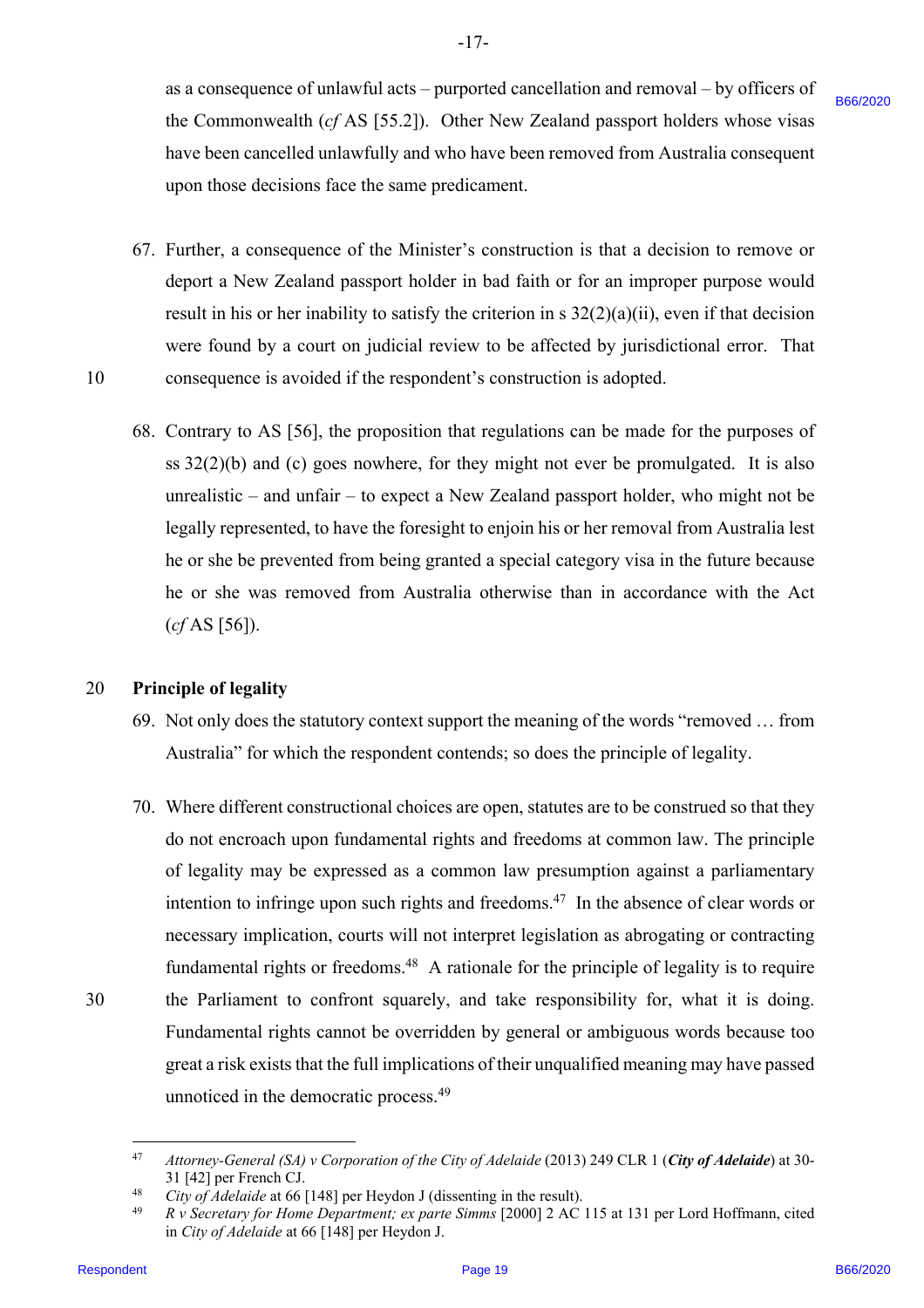as a consequence of unlawful acts – purported cancellation and removal – by officers of the Commonwealth (*cf* AS [55.2]). Other New Zealand passport holders whose visas have been cancelled unlawfully and who have been removed from Australia consequent upon those decisions face the same predicament.

67. Further, a consequence of the Minister's construction is that a decision to remove or deport a New Zealand passport holder in bad faith or for an improper purpose would result in his or her inability to satisfy the criterion in s 32(2)(a)(ii), even if that decision were found by a court on judicial review to be affected by jurisdictional error. That consequence is avoided if the respondent's construction is adopted.

68. Contrary to AS [56], the proposition that regulations can be made for the purposes of ss 32(2)(b) and (c) goes nowhere, for they might not ever be promulgated. It is also unrealistic – and unfair – to expect a New Zealand passport holder, who might not be legally represented, to have the foresight to enjoin his or her removal from Australia lest he or she be prevented from being granted a special category visa in the future because he or she was removed from Australia otherwise than in accordance with the Act (*cf* AS [56]).

**Principle of legality**

69. Not only does the statutory context support the meaning of the words "removed … from Australia" for which the respondent contends; so does the principle of legality.

70. Where different constructional choices are open, statutes are to be construed so that they do not encroach upon fundamental rights and freedoms at common law. The principle of legality may be expressed as a common law presumption against a parliamentary intention to infringe upon such rights and freedoms.[47] In the absence of clear words or necessary implication, courts will not interpret legislation as abrogating or contracting fundamental rights or freedoms.[48] A rationale for the principle of legality is to require the Parliament to confront squarely, and take responsibility for, what it is doing. Fundamental rights cannot be overridden by general or ambiguous words because too great a risk exists that the full implications of their unqualified meaning may have passed unnoticed in the democratic process.[49]

---

[47] *Attorney-General (SA) v Corporation of the City of Adelaide* (2013) 249 CLR 1 (***City of Adelaide***) at 30-31 [42] per French CJ.

[48] *City of Adelaide* at 66 [148] per Heydon J (dissenting in the result).

[49] *R v Secretary for Home Department; ex parte Simms* [2000] 2 AC 115 at 131 per Lord Hoffmann, cited in *City of Adelaide* at 66 [148] per Heydon J.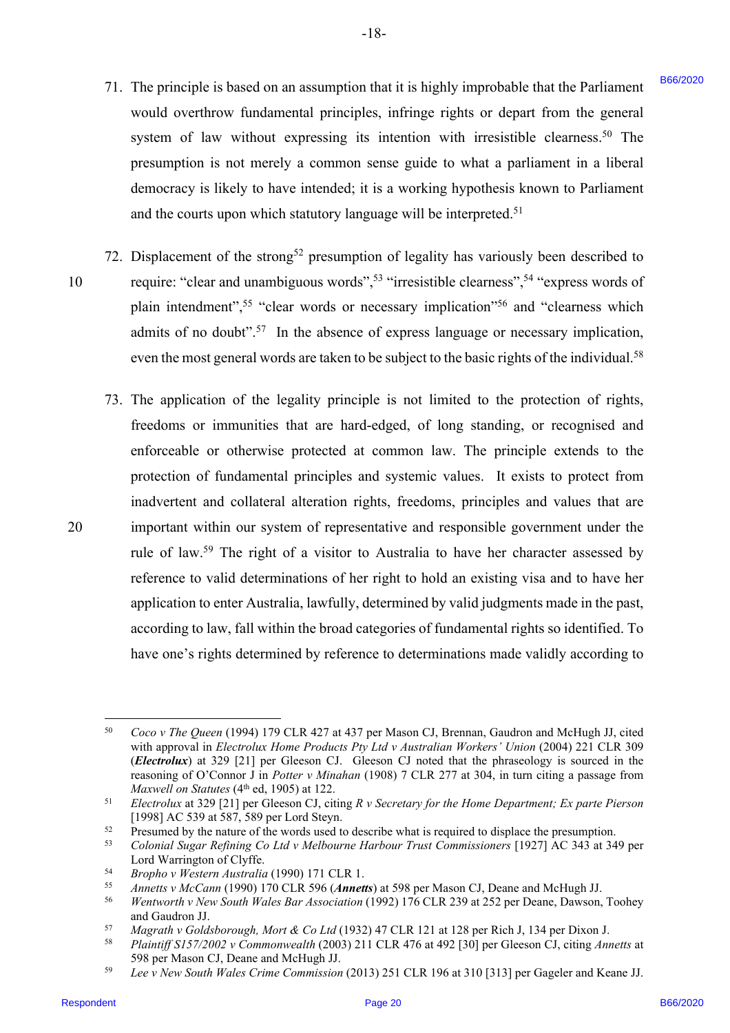71. The principle is based on an assumption that it is highly improbable that the Parliament would overthrow fundamental principles, infringe rights or depart from the general system of law without expressing its intention with irresistible clearness.[50] The presumption is not merely a common sense guide to what a parliament in a liberal democracy is likely to have intended; it is a working hypothesis known to Parliament and the courts upon which statutory language will be interpreted.[51]

72. Displacement of the strong[52] presumption of legality has variously been described to require: "clear and unambiguous words",[53] "irresistible clearness",[54] "express words of plain intendment",[55] "clear words or necessary implication"[56] and "clearness which admits of no doubt".[57] In the absence of express language or necessary implication, even the most general words are taken to be subject to the basic rights of the individual.[58]

73. The application of the legality principle is not limited to the protection of rights, freedoms or immunities that are hard-edged, of long standing, or recognised and enforceable or otherwise protected at common law. The principle extends to the protection of fundamental principles and systemic values. It exists to protect from inadvertent and collateral alteration rights, freedoms, principles and values that are important within our system of representative and responsible government under the rule of law.[59] The right of a visitor to Australia to have her character assessed by reference to valid determinations of her right to hold an existing visa and to have her application to enter Australia, lawfully, determined by valid judgments made in the past, according to law, fall within the broad categories of fundamental rights so identified. To have one's rights determined by reference to determinations made validly according to

---

[50] *Coco v The Queen* (1994) 179 CLR 427 at 437 per Mason CJ, Brennan, Gaudron and McHugh JJ, cited with approval in *Electrolux Home Products Pty Ltd v Australian Workers' Union* (2004) 221 CLR 309 (***Electrolux***) at 329 [21] per Gleeson CJ. Gleeson CJ noted that the phraseology is sourced in the reasoning of O'Connor J in *Potter v Minahan* (1908) 7 CLR 277 at 304, in turn citing a passage from *Maxwell on Statutes* (4th ed, 1905) at 122.

[51] *Electrolux* at 329 [21] per Gleeson CJ, citing *R v Secretary for the Home Department; Ex parte Pierson* [1998] AC 539 at 587, 589 per Lord Steyn.

[52] Presumed by the nature of the words used to describe what is required to displace the presumption.

[53] *Colonial Sugar Refining Co Ltd v Melbourne Harbour Trust Commissioners* [1927] AC 343 at 349 per Lord Warrington of Clyffe.

[54] *Bropho v Western Australia* (1990) 171 CLR 1.

[55] *Annetts v McCann* (1990) 170 CLR 596 (***Annetts***) at 598 per Mason CJ, Deane and McHugh JJ.

[56] *Wentworth v New South Wales Bar Association* (1992) 176 CLR 239 at 252 per Deane, Dawson, Toohey and Gaudron JJ.

[57] *Magrath v Goldsborough, Mort & Co Ltd* (1932) 47 CLR 121 at 128 per Rich J, 134 per Dixon J.

[58] *Plaintiff S157/2002 v Commonwealth* (2003) 211 CLR 476 at 492 [30] per Gleeson CJ, citing *Annetts* at 598 per Mason CJ, Deane and McHugh JJ.

[59] *Lee v New South Wales Crime Commission* (2013) 251 CLR 196 at 310 [313] per Gageler and Keane JJ.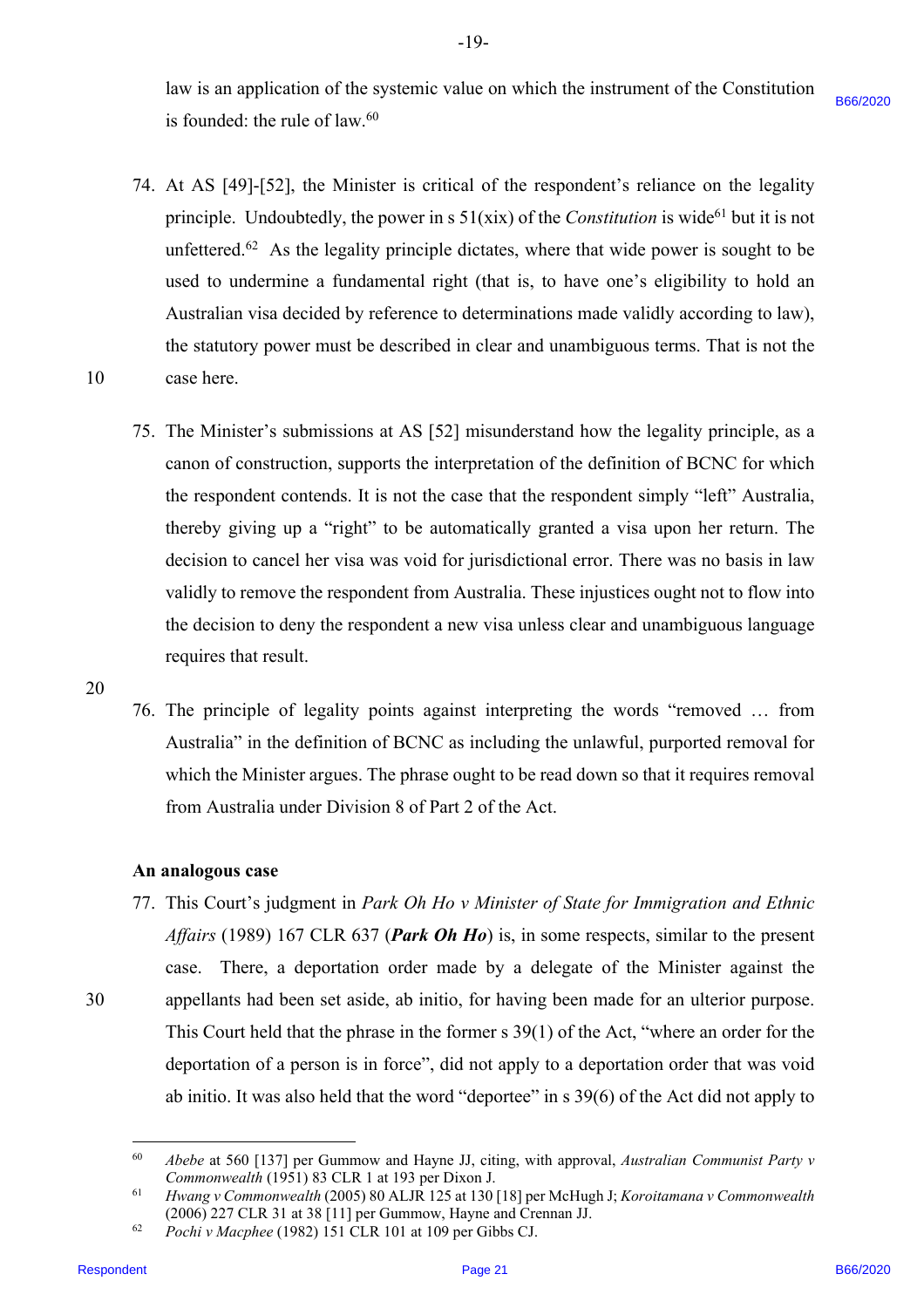law is an application of the systemic value on which the instrument of the Constitution is founded: the rule of law.[60]

74. At AS [49]-[52], the Minister is critical of the respondent's reliance on the legality principle. Undoubtedly, the power in s 51(xix) of the *Constitution* is wide[61] but it is not unfettered.[62] As the legality principle dictates, where that wide power is sought to be used to undermine a fundamental right (that is, to have one's eligibility to hold an Australian visa decided by reference to determinations made validly according to law), the statutory power must be described in clear and unambiguous terms. That is not the case here.

75. The Minister's submissions at AS [52] misunderstand how the legality principle, as a canon of construction, supports the interpretation of the definition of BCNC for which the respondent contends. It is not the case that the respondent simply "left" Australia, thereby giving up a "right" to be automatically granted a visa upon her return. The decision to cancel her visa was void for jurisdictional error. There was no basis in law validly to remove the respondent from Australia. These injustices ought not to flow into the decision to deny the respondent a new visa unless clear and unambiguous language requires that result.

76. The principle of legality points against interpreting the words "removed … from Australia" in the definition of BCNC as including the unlawful, purported removal for which the Minister argues. The phrase ought to be read down so that it requires removal from Australia under Division 8 of Part 2 of the Act.

**An analogous case**

77. This Court's judgment in *Park Oh Ho v Minister of State for Immigration and Ethnic Affairs* (1989) 167 CLR 637 (***Park Oh Ho***) is, in some respects, similar to the present case. There, a deportation order made by a delegate of the Minister against the appellants had been set aside, ab initio, for having been made for an ulterior purpose. This Court held that the phrase in the former s 39(1) of the Act, "where an order for the deportation of a person is in force", did not apply to a deportation order that was void ab initio. It was also held that the word "deportee" in s 39(6) of the Act did not apply to

---

[60] *Abebe* at 560 [137] per Gummow and Hayne JJ, citing, with approval, *Australian Communist Party v Commonwealth* (1951) 83 CLR 1 at 193 per Dixon J.

[61] *Hwang v Commonwealth* (2005) 80 ALJR 125 at 130 [18] per McHugh J; *Koroitamana v Commonwealth* (2006) 227 CLR 31 at 38 [11] per Gummow, Hayne and Crennan JJ.

[62] *Pochi v Macphee* (1982) 151 CLR 101 at 109 per Gibbs CJ.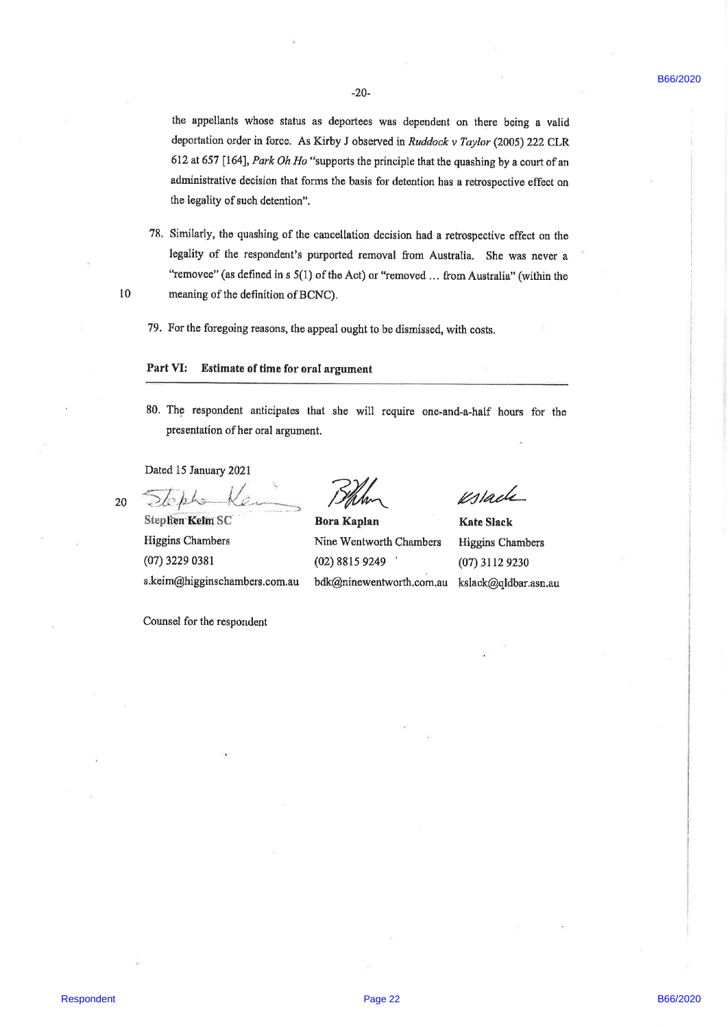the appellants whose status as deportees was dependent on there being a valid deportation order in force. As Kirby J observed in *Ruddock v Taylor* (2005) 222 CLR 612 at 657 [164], *Park Oh Ho* "supports the principle that the quashing by a court of an administrative decision that forms the basis for detention has a retrospective effect on the legality of such detention".

78. Similarly, the quashing of the cancellation decision had a retrospective effect on the legality of the respondent's purported removal from Australia. She was never a "removee" (as defined in s 5(1) of the Act) or "removed … from Australia" (within the meaning of the definition of BCNC).

79. For the foregoing reasons, the appeal ought to be dismissed, with costs.

## Part VI: Estimate of time for oral argument

80. The respondent anticipates that she will require one-and-a-half hours for the presentation of her oral argument.

Dated 15 January 2021

| **Stephen Keim SC** | **Bora Kaplan** | **Kate Slack** |
|---|---|---|
| Higgins Chambers | Nine Wentworth Chambers | Higgins Chambers |
| (07) 3229 0381 | (02) 8815 9249 | (07) 3112 9230 |
| s.keim@higginschambers.com.au | bdk@ninewentworth.com.au | kslack@qldbar.asn.au |

Counsel for the respondent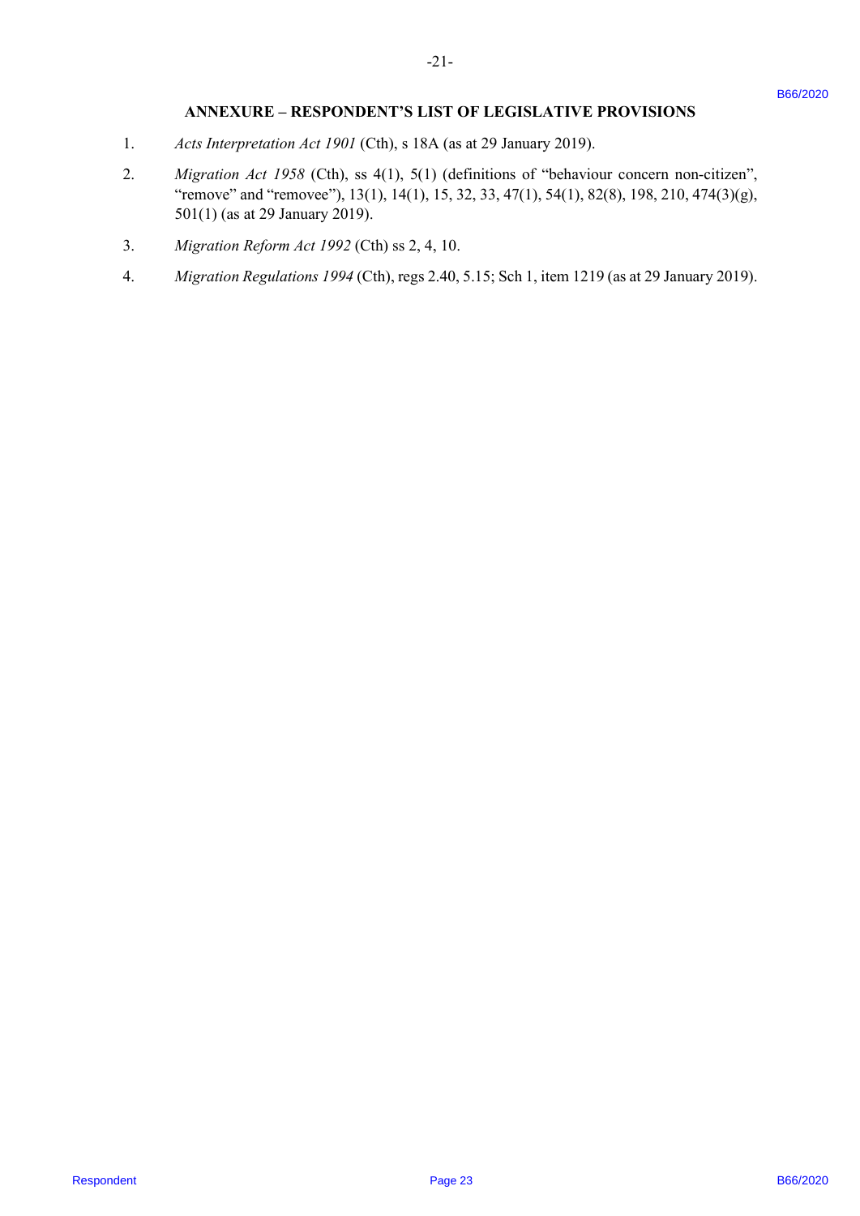## ANNEXURE – RESPONDENT'S LIST OF LEGISLATIVE PROVISIONS

1. *Acts Interpretation Act 1901* (Cth), s 18A (as at 29 January 2019).
2. *Migration Act 1958* (Cth), ss 4(1), 5(1) (definitions of "behaviour concern non-citizen", "remove" and "removee"), 13(1), 14(1), 15, 32, 33, 47(1), 54(1), 82(8), 198, 210, 474(3)(g), 501(1) (as at 29 January 2019).
3. *Migration Reform Act 1992* (Cth) ss 2, 4, 10.
4. *Migration Regulations 1994* (Cth), regs 2.40, 5.15; Sch 1, item 1219 (as at 29 January 2019).